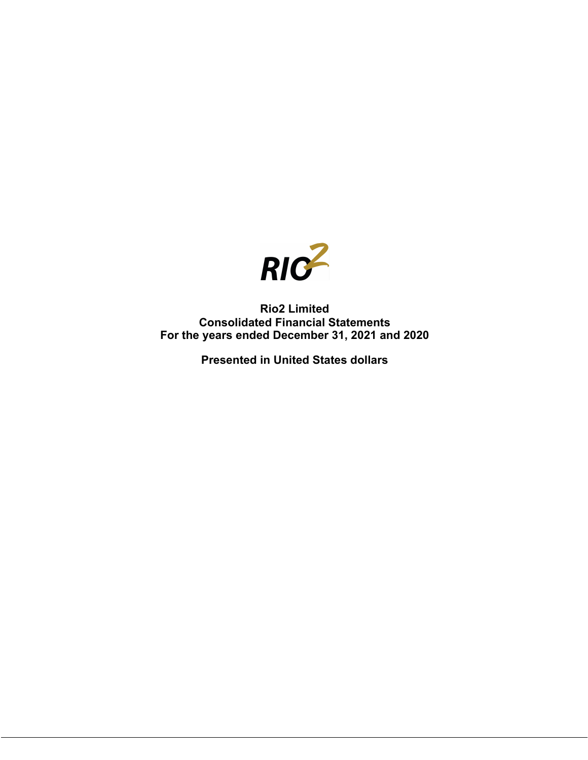# Rio2 Limited
## Consolidated Financial Statements
## For the years ended December 31, 2021 and 2020

**Presented in United States dollars**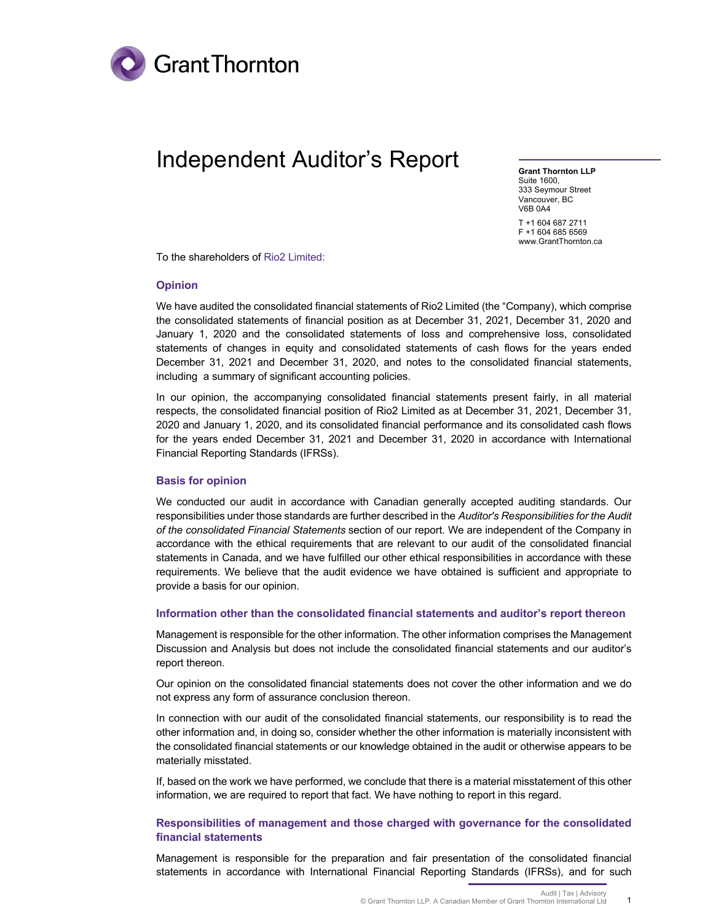# Independent Auditor's Report

**Grant Thornton LLP**
Suite 1600,
333 Seymour Street
Vancouver, BC
V6B 0A4

T +1 604 687 2711
F +1 604 685 6569
www.GrantThornton.ca

To the shareholders of Rio2 Limited:

## Opinion

We have audited the consolidated financial statements of Rio2 Limited (the "Company), which comprise the consolidated statements of financial position as at December 31, 2021, December 31, 2020 and January 1, 2020 and the consolidated statements of loss and comprehensive loss, consolidated statements of changes in equity and consolidated statements of cash flows for the years ended December 31, 2021 and December 31, 2020, and notes to the consolidated financial statements, including a summary of significant accounting policies.

In our opinion, the accompanying consolidated financial statements present fairly, in all material respects, the consolidated financial position of Rio2 Limited as at December 31, 2021, December 31, 2020 and January 1, 2020, and its consolidated financial performance and its consolidated cash flows for the years ended December 31, 2021 and December 31, 2020 in accordance with International Financial Reporting Standards (IFRSs).

## Basis for opinion

We conducted our audit in accordance with Canadian generally accepted auditing standards. Our responsibilities under those standards are further described in the *Auditor's Responsibilities for the Audit of the consolidated Financial Statements* section of our report. We are independent of the Company in accordance with the ethical requirements that are relevant to our audit of the consolidated financial statements in Canada, and we have fulfilled our other ethical responsibilities in accordance with these requirements. We believe that the audit evidence we have obtained is sufficient and appropriate to provide a basis for our opinion.

### Information other than the consolidated financial statements and auditor's report thereon

Management is responsible for the other information. The other information comprises the Management Discussion and Analysis but does not include the consolidated financial statements and our auditor's report thereon.

Our opinion on the consolidated financial statements does not cover the other information and we do not express any form of assurance conclusion thereon.

In connection with our audit of the consolidated financial statements, our responsibility is to read the other information and, in doing so, consider whether the other information is materially inconsistent with the consolidated financial statements or our knowledge obtained in the audit or otherwise appears to be materially misstated.

If, based on the work we have performed, we conclude that there is a material misstatement of this other information, we are required to report that fact. We have nothing to report in this regard.

### Responsibilities of management and those charged with governance for the consolidated financial statements

Management is responsible for the preparation and fair presentation of the consolidated financial statements in accordance with International Financial Reporting Standards (IFRSs), and for such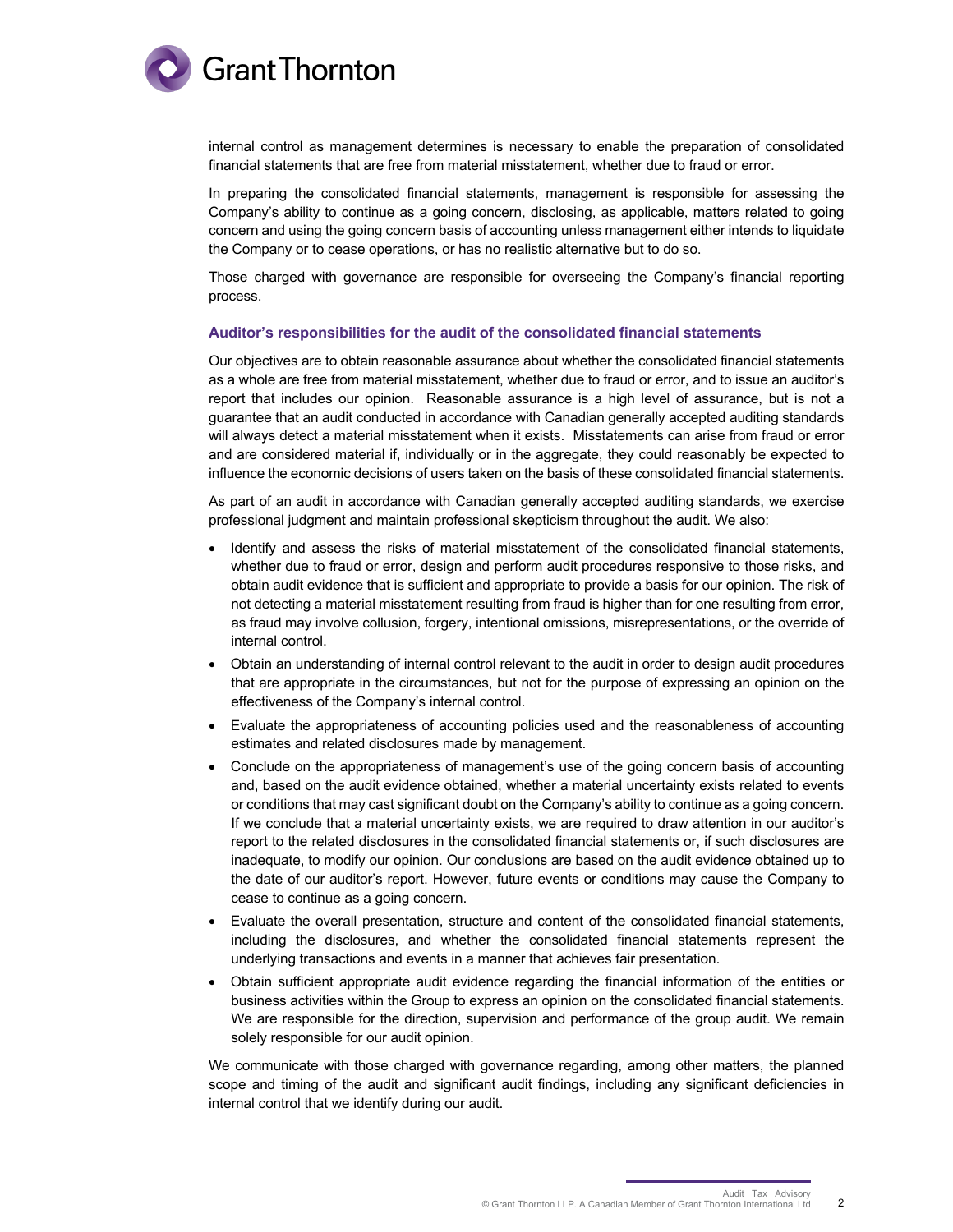internal control as management determines is necessary to enable the preparation of consolidated financial statements that are free from material misstatement, whether due to fraud or error.

In preparing the consolidated financial statements, management is responsible for assessing the Company's ability to continue as a going concern, disclosing, as applicable, matters related to going concern and using the going concern basis of accounting unless management either intends to liquidate the Company or to cease operations, or has no realistic alternative but to do so.

Those charged with governance are responsible for overseeing the Company's financial reporting process.

### Auditor's responsibilities for the audit of the consolidated financial statements

Our objectives are to obtain reasonable assurance about whether the consolidated financial statements as a whole are free from material misstatement, whether due to fraud or error, and to issue an auditor's report that includes our opinion. Reasonable assurance is a high level of assurance, but is not a guarantee that an audit conducted in accordance with Canadian generally accepted auditing standards will always detect a material misstatement when it exists. Misstatements can arise from fraud or error and are considered material if, individually or in the aggregate, they could reasonably be expected to influence the economic decisions of users taken on the basis of these consolidated financial statements.

As part of an audit in accordance with Canadian generally accepted auditing standards, we exercise professional judgment and maintain professional skepticism throughout the audit. We also:

- Identify and assess the risks of material misstatement of the consolidated financial statements, whether due to fraud or error, design and perform audit procedures responsive to those risks, and obtain audit evidence that is sufficient and appropriate to provide a basis for our opinion. The risk of not detecting a material misstatement resulting from fraud is higher than for one resulting from error, as fraud may involve collusion, forgery, intentional omissions, misrepresentations, or the override of internal control.
- Obtain an understanding of internal control relevant to the audit in order to design audit procedures that are appropriate in the circumstances, but not for the purpose of expressing an opinion on the effectiveness of the Company's internal control.
- Evaluate the appropriateness of accounting policies used and the reasonableness of accounting estimates and related disclosures made by management.
- Conclude on the appropriateness of management's use of the going concern basis of accounting and, based on the audit evidence obtained, whether a material uncertainty exists related to events or conditions that may cast significant doubt on the Company's ability to continue as a going concern. If we conclude that a material uncertainty exists, we are required to draw attention in our auditor's report to the related disclosures in the consolidated financial statements or, if such disclosures are inadequate, to modify our opinion. Our conclusions are based on the audit evidence obtained up to the date of our auditor's report. However, future events or conditions may cause the Company to cease to continue as a going concern.
- Evaluate the overall presentation, structure and content of the consolidated financial statements, including the disclosures, and whether the consolidated financial statements represent the underlying transactions and events in a manner that achieves fair presentation.
- Obtain sufficient appropriate audit evidence regarding the financial information of the entities or business activities within the Group to express an opinion on the consolidated financial statements. We are responsible for the direction, supervision and performance of the group audit. We remain solely responsible for our audit opinion.

We communicate with those charged with governance regarding, among other matters, the planned scope and timing of the audit and significant audit findings, including any significant deficiencies in internal control that we identify during our audit.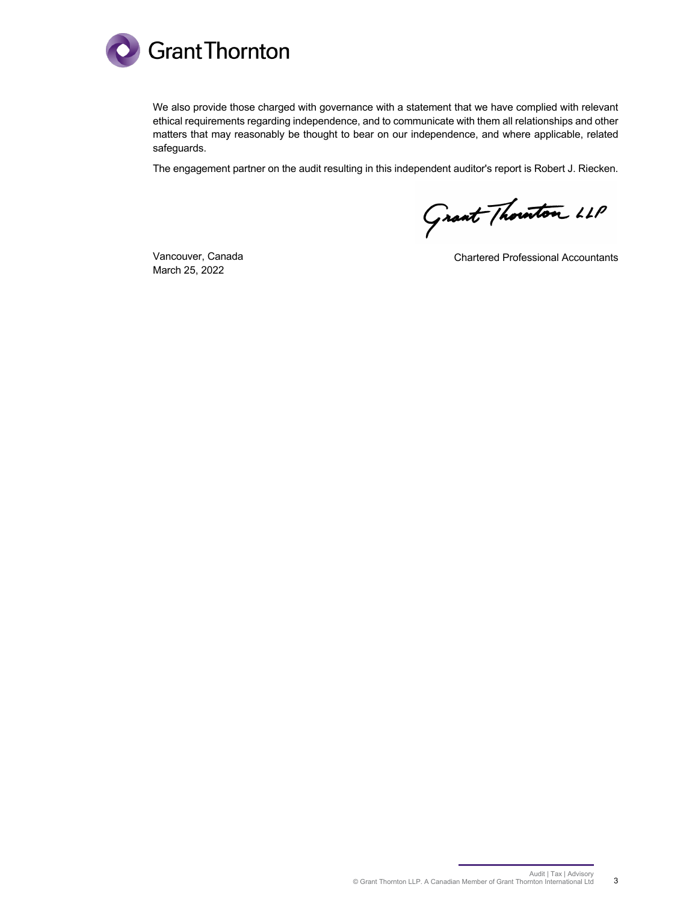We also provide those charged with governance with a statement that we have complied with relevant ethical requirements regarding independence, and to communicate with them all relationships and other matters that may reasonably be thought to bear on our independence, and where applicable, related safeguards.

The engagement partner on the audit resulting in this independent auditor's report is Robert J. Riecken.

Grant Thornton LLP

Vancouver, Canada
March 25, 2022

Chartered Professional Accountants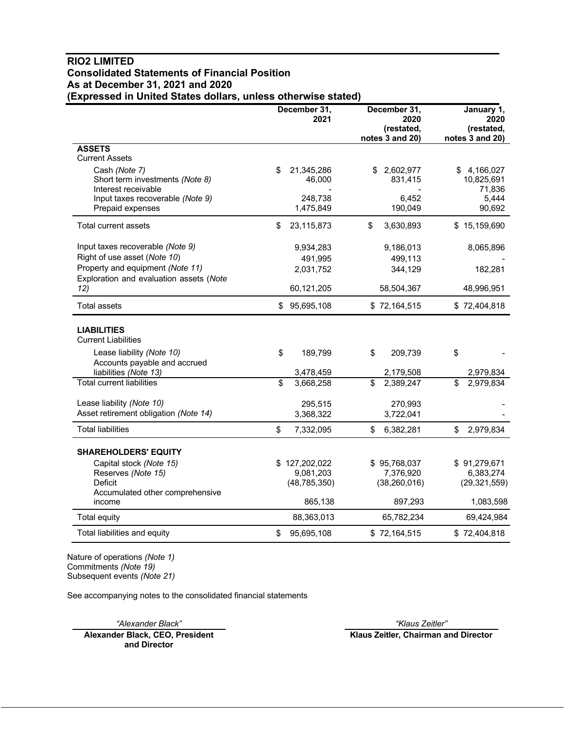# RIO2 LIMITED
## Consolidated Statements of Financial Position
## As at December 31, 2021 and 2020
## (Expressed in United States dollars, unless otherwise stated)

| | December 31, 2021 | December 31, 2020 (restated, notes 3 and 20) | January 1, 2020 (restated, notes 3 and 20) |
|---|---|---|---|
| **ASSETS** | | | |
| Current Assets | | | |
| Cash *(Note 7)* | $ 21,345,286 | $ 2,602,977 | $ 4,166,027 |
| Short term investments *(Note 8)* | 46,000 | 831,415 | 10,825,691 |
| Interest receivable | - | - | 71,836 |
| Input taxes recoverable *(Note 9)* | 248,738 | 6,452 | 5,444 |
| Prepaid expenses | 1,475,849 | 190,049 | 90,692 |
| Total current assets | $ 23,115,873 | $ 3,630,893 | $ 15,159,690 |
| Input taxes recoverable *(Note 9)* | 9,934,283 | 9,186,013 | 8,065,896 |
| Right of use asset (*Note 10*) | 491,995 | 499,113 | - |
| Property and equipment *(Note 11)* | 2,031,752 | 344,129 | 182,281 |
| Exploration and evaluation assets (*Note 12)* | 60,121,205 | 58,504,367 | 48,996,951 |
| Total assets | $ 95,695,108 | $ 72,164,515 | $ 72,404,818 |
| **LIABILITIES** | | | |
| Current Liabilities | | | |
| Lease liability *(Note 10)* | $ 189,799 | $ 209,739 | $ - |
| Accounts payable and accrued liabilities *(Note 13)* | 3,478,459 | 2,179,508 | 2,979,834 |
| Total current liabilities | $ 3,668,258 | $ 2,389,247 | $ 2,979,834 |
| Lease liability *(Note 10)* | 295,515 | 270,993 | - |
| Asset retirement obligation *(Note 14)* | 3,368,322 | 3,722,041 | - |
| Total liabilities | $ 7,332,095 | $ 6,382,281 | $ 2,979,834 |
| **SHAREHOLDERS' EQUITY** | | | |
| Capital stock *(Note 15)* | $ 127,202,022 | $ 95,768,037 | $ 91,279,671 |
| Reserves *(Note 15)* | 9,081,203 | 7,376,920 | 6,383,274 |
| Deficit | (48,785,350) | (38,260,016) | (29,321,559) |
| Accumulated other comprehensive income | 865,138 | 897,293 | 1,083,598 |
| Total equity | 88,363,013 | 65,782,234 | 69,424,984 |
| Total liabilities and equity | $ 95,695,108 | $ 72,164,515 | $ 72,404,818 |

Nature of operations *(Note 1)*
Commitments *(Note 19)*
Subsequent events *(Note 21)*

See accompanying notes to the consolidated financial statements

*"Alexander Black"*
**Alexander Black, CEO, President and Director**

*"Klaus Zeitler"*
**Klaus Zeitler, Chairman and Director**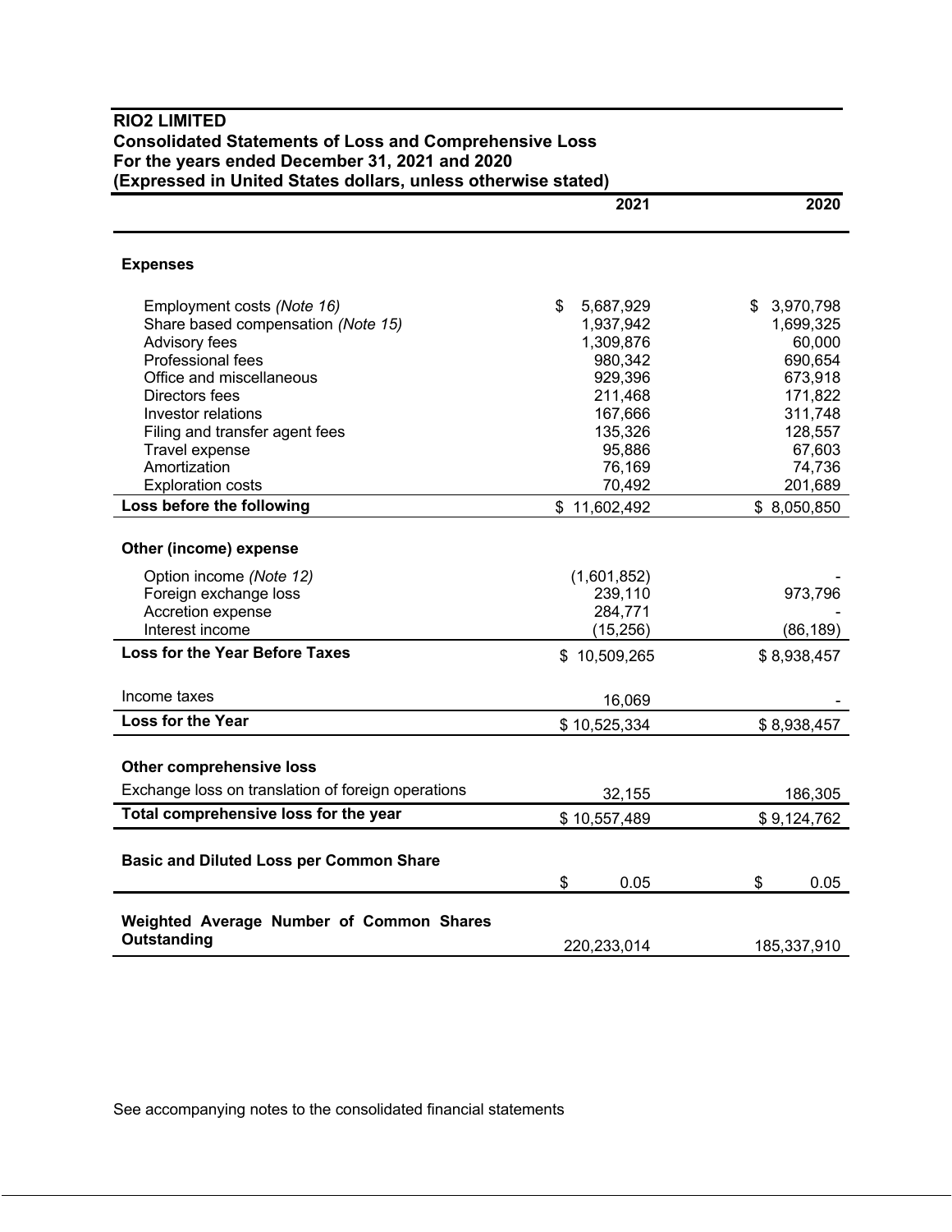**RIO2 LIMITED**
**Consolidated Statements of Loss and Comprehensive Loss**
**For the years ended December 31, 2021 and 2020**
**(Expressed in United States dollars, unless otherwise stated)**

| | 2021 | 2020 |
|---|---|---|
| **Expenses** | | |
| Employment costs *(Note 16)* | $ 5,687,929 | $ 3,970,798 |
| Share based compensation *(Note 15)* | 1,937,942 | 1,699,325 |
| Advisory fees | 1,309,876 | 60,000 |
| Professional fees | 980,342 | 690,654 |
| Office and miscellaneous | 929,396 | 673,918 |
| Directors fees | 211,468 | 171,822 |
| Investor relations | 167,666 | 311,748 |
| Filing and transfer agent fees | 135,326 | 128,557 |
| Travel expense | 95,886 | 67,603 |
| Amortization | 76,169 | 74,736 |
| Exploration costs | 70,492 | 201,689 |
| **Loss before the following** | $ 11,602,492 | $ 8,050,850 |
| **Other (income) expense** | | |
| Option income *(Note 12)* | (1,601,852) | - |
| Foreign exchange loss | 239,110 | 973,796 |
| Accretion expense | 284,771 | - |
| Interest income | (15,256) | (86,189) |
| **Loss for the Year Before Taxes** | $ 10,509,265 | $ 8,938,457 |
| Income taxes | 16,069 | - |
| **Loss for the Year** | $ 10,525,334 | $ 8,938,457 |
| **Other comprehensive loss** | | |
| Exchange loss on translation of foreign operations | 32,155 | 186,305 |
| **Total comprehensive loss for the year** | $ 10,557,489 | $ 9,124,762 |
| **Basic and Diluted Loss per Common Share** | $ 0.05 | $ 0.05 |
| **Weighted Average Number of Common Shares Outstanding** | 220,233,014 | 185,337,910 |

See accompanying notes to the consolidated financial statements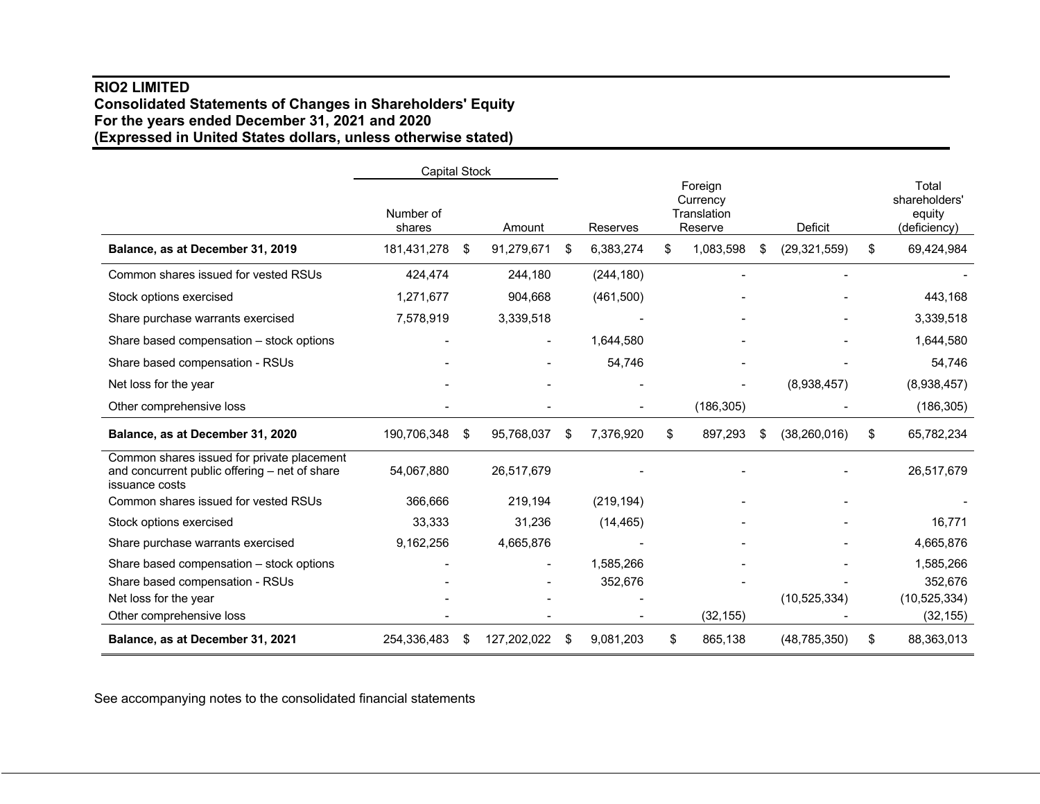**RIO2 LIMITED**
**Consolidated Statements of Changes in Shareholders' Equity**
**For the years ended December 31, 2021 and 2020**
**(Expressed in United States dollars, unless otherwise stated)**

| | Capital Stock | | | | | |
|---|---|---|---|---|---|---|
| | Number of shares | Amount | Reserves | Foreign Currency Translation Reserve | Deficit | Total shareholders' equity (deficiency) |
| **Balance, as at December 31, 2019** | 181,431,278 | $ 91,279,671 | $ 6,383,274 | $ 1,083,598 | $ (29,321,559) | $ 69,424,984 |
| Common shares issued for vested RSUs | 424,474 | 244,180 | (244,180) | - | - | - |
| Stock options exercised | 1,271,677 | 904,668 | (461,500) | - | - | 443,168 |
| Share purchase warrants exercised | 7,578,919 | 3,339,518 | - | - | - | 3,339,518 |
| Share based compensation – stock options | - | - | 1,644,580 | - | - | 1,644,580 |
| Share based compensation - RSUs | - | - | 54,746 | - | - | 54,746 |
| Net loss for the year | - | - | - | - | (8,938,457) | (8,938,457) |
| Other comprehensive loss | - | - | - | (186,305) | - | (186,305) |
| **Balance, as at December 31, 2020** | 190,706,348 | $ 95,768,037 | $ 7,376,920 | $ 897,293 | $ (38,260,016) | $ 65,782,234 |
| Common shares issued for private placement and concurrent public offering – net of share issuance costs | 54,067,880 | 26,517,679 | - | - | - | 26,517,679 |
| Common shares issued for vested RSUs | 366,666 | 219,194 | (219,194) | - | - | - |
| Stock options exercised | 33,333 | 31,236 | (14,465) | - | - | 16,771 |
| Share purchase warrants exercised | 9,162,256 | 4,665,876 | - | - | - | 4,665,876 |
| Share based compensation – stock options | - | - | 1,585,266 | - | - | 1,585,266 |
| Share based compensation - RSUs | - | - | 352,676 | - | - | 352,676 |
| Net loss for the year | - | - | - | | (10,525,334) | (10,525,334) |
| Other comprehensive loss | - | - | - | (32,155) | - | (32,155) |
| **Balance, as at December 31, 2021** | 254,336,483 | $ 127,202,022 | $ 9,081,203 | $ 865,138 | (48,785,350) | $ 88,363,013 |

See accompanying notes to the consolidated financial statements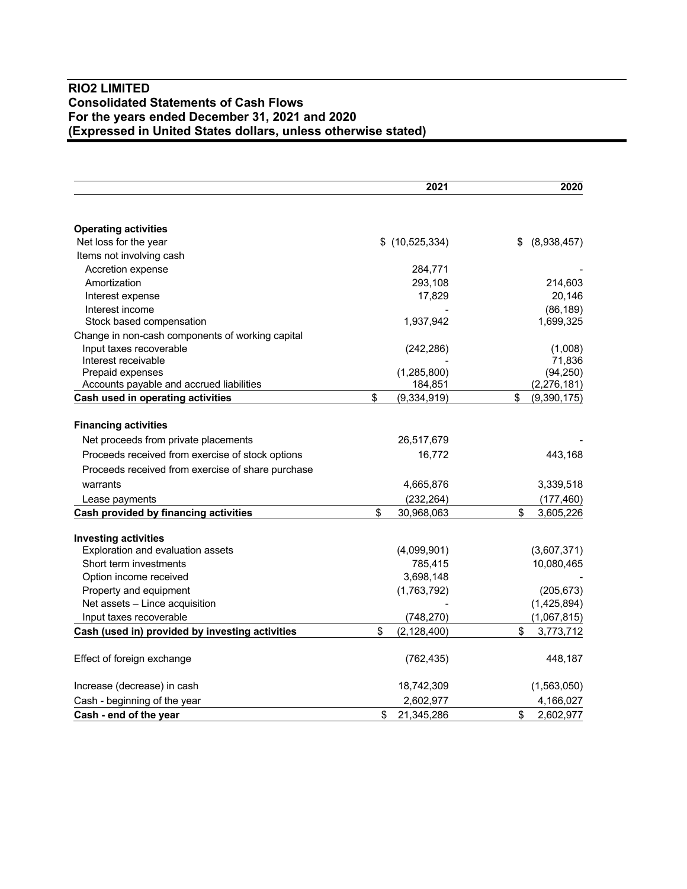## RIO2 LIMITED
## Consolidated Statements of Cash Flows
## For the years ended December 31, 2021 and 2020
## (Expressed in United States dollars, unless otherwise stated)

| | 2021 | 2020 |
|---|---|---|
| **Operating activities** | | |
| Net loss for the year | $ (10,525,334) | $ (8,938,457) |
| Items not involving cash | | |
| Accretion expense | 284,771 | - |
| Amortization | 293,108 | 214,603 |
| Interest expense | 17,829 | 20,146 |
| Interest income | - | (86,189) |
| Stock based compensation | 1,937,942 | 1,699,325 |
| Change in non-cash components of working capital | | |
| Input taxes recoverable | (242,286) | (1,008) |
| Interest receivable | - | 71,836 |
| Prepaid expenses | (1,285,800) | (94,250) |
| Accounts payable and accrued liabilities | 184,851 | (2,276,181) |
| **Cash used in operating activities** | $ (9,334,919) | $ (9,390,175) |
| **Financing activities** | | |
| Net proceeds from private placements | 26,517,679 | - |
| Proceeds received from exercise of stock options | 16,772 | 443,168 |
| Proceeds received from exercise of share purchase warrants | 4,665,876 | 3,339,518 |
| Lease payments | (232,264) | (177,460) |
| **Cash provided by financing activities** | $ 30,968,063 | $ 3,605,226 |
| **Investing activities** | | |
| Exploration and evaluation assets | (4,099,901) | (3,607,371) |
| Short term investments | 785,415 | 10,080,465 |
| Option income received | 3,698,148 | - |
| Property and equipment | (1,763,792) | (205,673) |
| Net assets – Lince acquisition | - | (1,425,894) |
| Input taxes recoverable | (748,270) | (1,067,815) |
| **Cash (used in) provided by investing activities** | $ (2,128,400) | $ 3,773,712 |
| Effect of foreign exchange | (762,435) | 448,187 |
| Increase (decrease) in cash | 18,742,309 | (1,563,050) |
| Cash - beginning of the year | 2,602,977 | 4,166,027 |
| **Cash - end of the year** | $ 21,345,286 | $ 2,602,977 |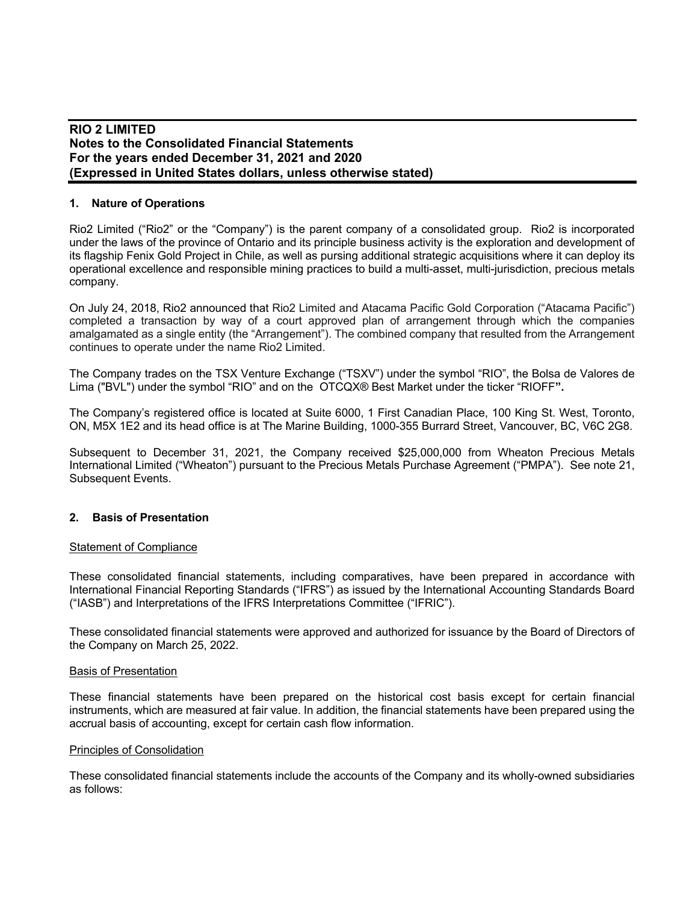## 1. Nature of Operations

Rio2 Limited ("Rio2" or the "Company") is the parent company of a consolidated group. Rio2 is incorporated under the laws of the province of Ontario and its principle business activity is the exploration and development of its flagship Fenix Gold Project in Chile, as well as pursing additional strategic acquisitions where it can deploy its operational excellence and responsible mining practices to build a multi-asset, multi-jurisdiction, precious metals company.

On July 24, 2018, Rio2 announced that Rio2 Limited and Atacama Pacific Gold Corporation ("Atacama Pacific") completed a transaction by way of a court approved plan of arrangement through which the companies amalgamated as a single entity (the "Arrangement"). The combined company that resulted from the Arrangement continues to operate under the name Rio2 Limited.

The Company trades on the TSX Venture Exchange ("TSXV") under the symbol "RIO", the Bolsa de Valores de Lima ("BVL") under the symbol "RIO" and on the OTCQX® Best Market under the ticker "RIOFF"**.**

The Company's registered office is located at Suite 6000, 1 First Canadian Place, 100 King St. West, Toronto, ON, M5X 1E2 and its head office is at The Marine Building, 1000-355 Burrard Street, Vancouver, BC, V6C 2G8.

Subsequent to December 31, 2021, the Company received $25,000,000 from Wheaton Precious Metals International Limited ("Wheaton") pursuant to the Precious Metals Purchase Agreement ("PMPA"). See note 21, Subsequent Events.

## 2. Basis of Presentation

### Statement of Compliance

These consolidated financial statements, including comparatives, have been prepared in accordance with International Financial Reporting Standards ("IFRS") as issued by the International Accounting Standards Board ("IASB") and Interpretations of the IFRS Interpretations Committee ("IFRIC").

These consolidated financial statements were approved and authorized for issuance by the Board of Directors of the Company on March 25, 2022.

### Basis of Presentation

These financial statements have been prepared on the historical cost basis except for certain financial instruments, which are measured at fair value. In addition, the financial statements have been prepared using the accrual basis of accounting, except for certain cash flow information.

### Principles of Consolidation

These consolidated financial statements include the accounts of the Company and its wholly-owned subsidiaries as follows: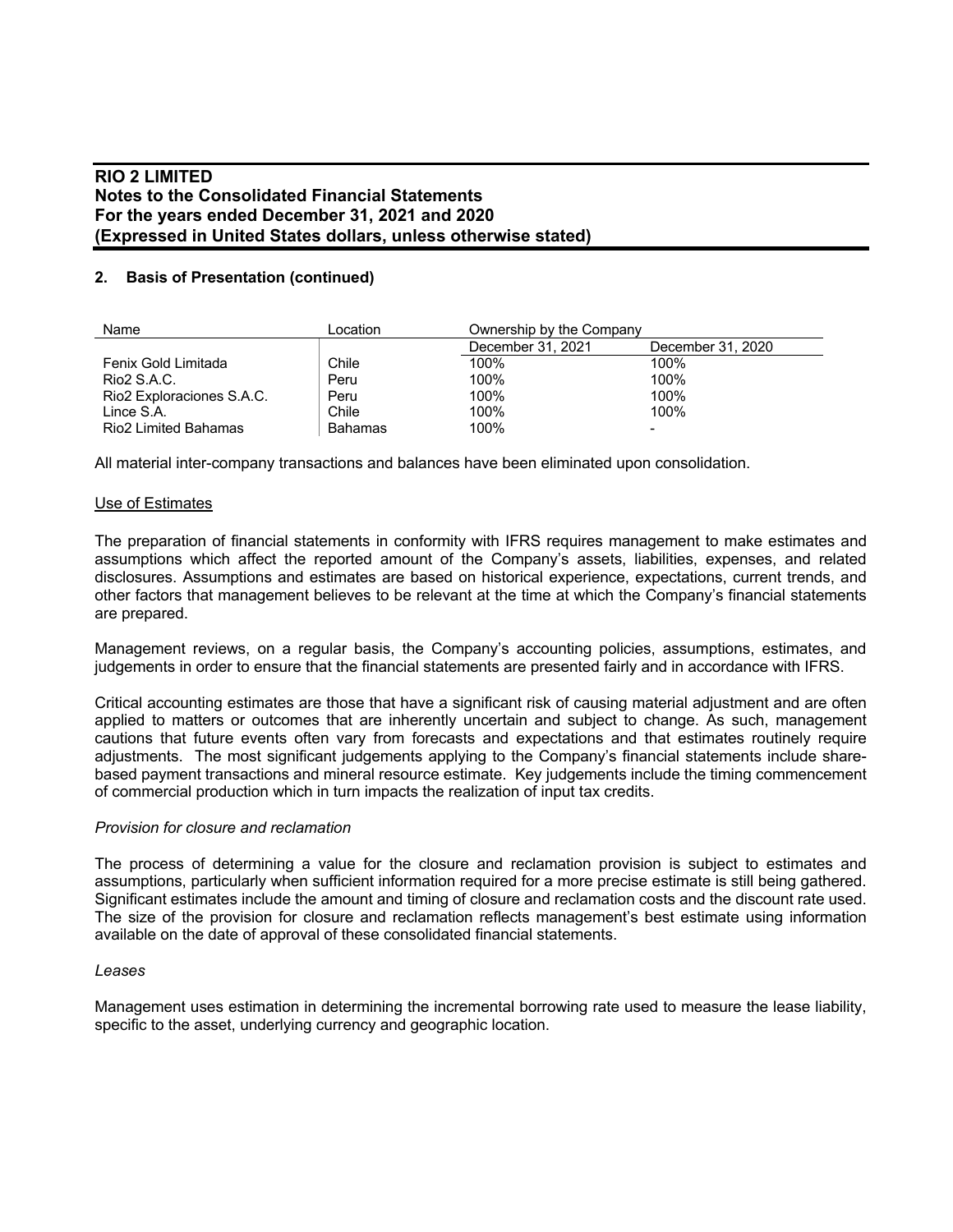## 2. Basis of Presentation (continued)

| Name | Location | Ownership by the Company | |
|---|---|---|---|
| | | December 31, 2021 | December 31, 2020 |
| Fenix Gold Limitada | Chile | 100% | 100% |
| Rio2 S.A.C. | Peru | 100% | 100% |
| Rio2 Exploraciones S.A.C. | Peru | 100% | 100% |
| Lince S.A. | Chile | 100% | 100% |
| Rio2 Limited Bahamas | Bahamas | 100% | - |

All material inter-company transactions and balances have been eliminated upon consolidation.

Use of Estimates

The preparation of financial statements in conformity with IFRS requires management to make estimates and assumptions which affect the reported amount of the Company's assets, liabilities, expenses, and related disclosures. Assumptions and estimates are based on historical experience, expectations, current trends, and other factors that management believes to be relevant at the time at which the Company's financial statements are prepared.

Management reviews, on a regular basis, the Company's accounting policies, assumptions, estimates, and judgements in order to ensure that the financial statements are presented fairly and in accordance with IFRS.

Critical accounting estimates are those that have a significant risk of causing material adjustment and are often applied to matters or outcomes that are inherently uncertain and subject to change. As such, management cautions that future events often vary from forecasts and expectations and that estimates routinely require adjustments. The most significant judgements applying to the Company's financial statements include share-based payment transactions and mineral resource estimate. Key judgements include the timing commencement of commercial production which in turn impacts the realization of input tax credits.

*Provision for closure and reclamation*

The process of determining a value for the closure and reclamation provision is subject to estimates and assumptions, particularly when sufficient information required for a more precise estimate is still being gathered. Significant estimates include the amount and timing of closure and reclamation costs and the discount rate used. The size of the provision for closure and reclamation reflects management's best estimate using information available on the date of approval of these consolidated financial statements.

*Leases*

Management uses estimation in determining the incremental borrowing rate used to measure the lease liability, specific to the asset, underlying currency and geographic location.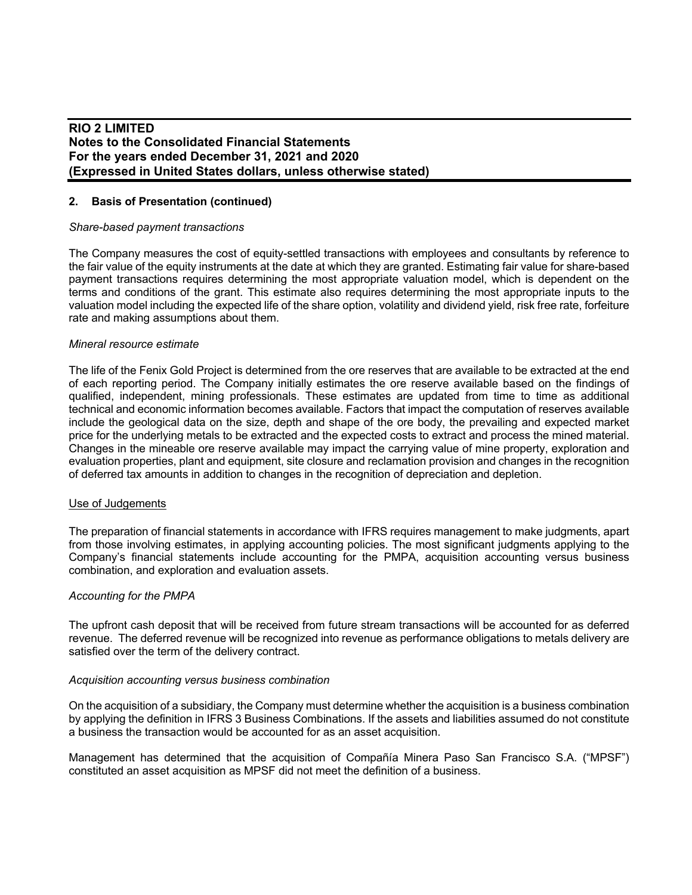## 2. Basis of Presentation (continued)

*Share-based payment transactions*

The Company measures the cost of equity-settled transactions with employees and consultants by reference to the fair value of the equity instruments at the date at which they are granted. Estimating fair value for share-based payment transactions requires determining the most appropriate valuation model, which is dependent on the terms and conditions of the grant. This estimate also requires determining the most appropriate inputs to the valuation model including the expected life of the share option, volatility and dividend yield, risk free rate, forfeiture rate and making assumptions about them.

*Mineral resource estimate*

The life of the Fenix Gold Project is determined from the ore reserves that are available to be extracted at the end of each reporting period. The Company initially estimates the ore reserve available based on the findings of qualified, independent, mining professionals. These estimates are updated from time to time as additional technical and economic information becomes available. Factors that impact the computation of reserves available include the geological data on the size, depth and shape of the ore body, the prevailing and expected market price for the underlying metals to be extracted and the expected costs to extract and process the mined material. Changes in the mineable ore reserve available may impact the carrying value of mine property, exploration and evaluation properties, plant and equipment, site closure and reclamation provision and changes in the recognition of deferred tax amounts in addition to changes in the recognition of depreciation and depletion.

Use of Judgements

The preparation of financial statements in accordance with IFRS requires management to make judgments, apart from those involving estimates, in applying accounting policies. The most significant judgments applying to the Company's financial statements include accounting for the PMPA, acquisition accounting versus business combination, and exploration and evaluation assets.

*Accounting for the PMPA*

The upfront cash deposit that will be received from future stream transactions will be accounted for as deferred revenue. The deferred revenue will be recognized into revenue as performance obligations to metals delivery are satisfied over the term of the delivery contract.

*Acquisition accounting versus business combination*

On the acquisition of a subsidiary, the Company must determine whether the acquisition is a business combination by applying the definition in IFRS 3 Business Combinations. If the assets and liabilities assumed do not constitute a business the transaction would be accounted for as an asset acquisition.

Management has determined that the acquisition of Compañía Minera Paso San Francisco S.A. ("MPSF") constituted an asset acquisition as MPSF did not meet the definition of a business.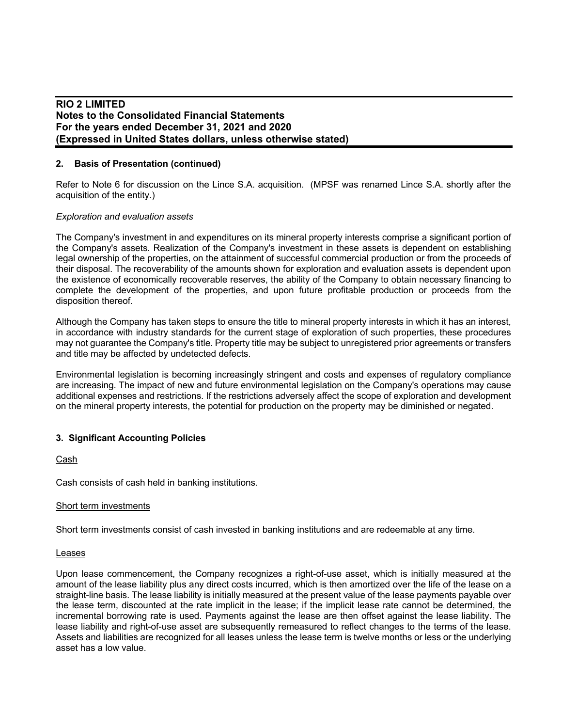## 2. Basis of Presentation (continued)

Refer to Note 6 for discussion on the Lince S.A. acquisition. (MPSF was renamed Lince S.A. shortly after the acquisition of the entity.)

*Exploration and evaluation assets*

The Company's investment in and expenditures on its mineral property interests comprise a significant portion of the Company's assets. Realization of the Company's investment in these assets is dependent on establishing legal ownership of the properties, on the attainment of successful commercial production or from the proceeds of their disposal. The recoverability of the amounts shown for exploration and evaluation assets is dependent upon the existence of economically recoverable reserves, the ability of the Company to obtain necessary financing to complete the development of the properties, and upon future profitable production or proceeds from the disposition thereof.

Although the Company has taken steps to ensure the title to mineral property interests in which it has an interest, in accordance with industry standards for the current stage of exploration of such properties, these procedures may not guarantee the Company's title. Property title may be subject to unregistered prior agreements or transfers and title may be affected by undetected defects.

Environmental legislation is becoming increasingly stringent and costs and expenses of regulatory compliance are increasing. The impact of new and future environmental legislation on the Company's operations may cause additional expenses and restrictions. If the restrictions adversely affect the scope of exploration and development on the mineral property interests, the potential for production on the property may be diminished or negated.

## 3. Significant Accounting Policies

Cash

Cash consists of cash held in banking institutions.

Short term investments

Short term investments consist of cash invested in banking institutions and are redeemable at any time.

Leases

Upon lease commencement, the Company recognizes a right-of-use asset, which is initially measured at the amount of the lease liability plus any direct costs incurred, which is then amortized over the life of the lease on a straight-line basis. The lease liability is initially measured at the present value of the lease payments payable over the lease term, discounted at the rate implicit in the lease; if the implicit lease rate cannot be determined, the incremental borrowing rate is used. Payments against the lease are then offset against the lease liability. The lease liability and right-of-use asset are subsequently remeasured to reflect changes to the terms of the lease. Assets and liabilities are recognized for all leases unless the lease term is twelve months or less or the underlying asset has a low value.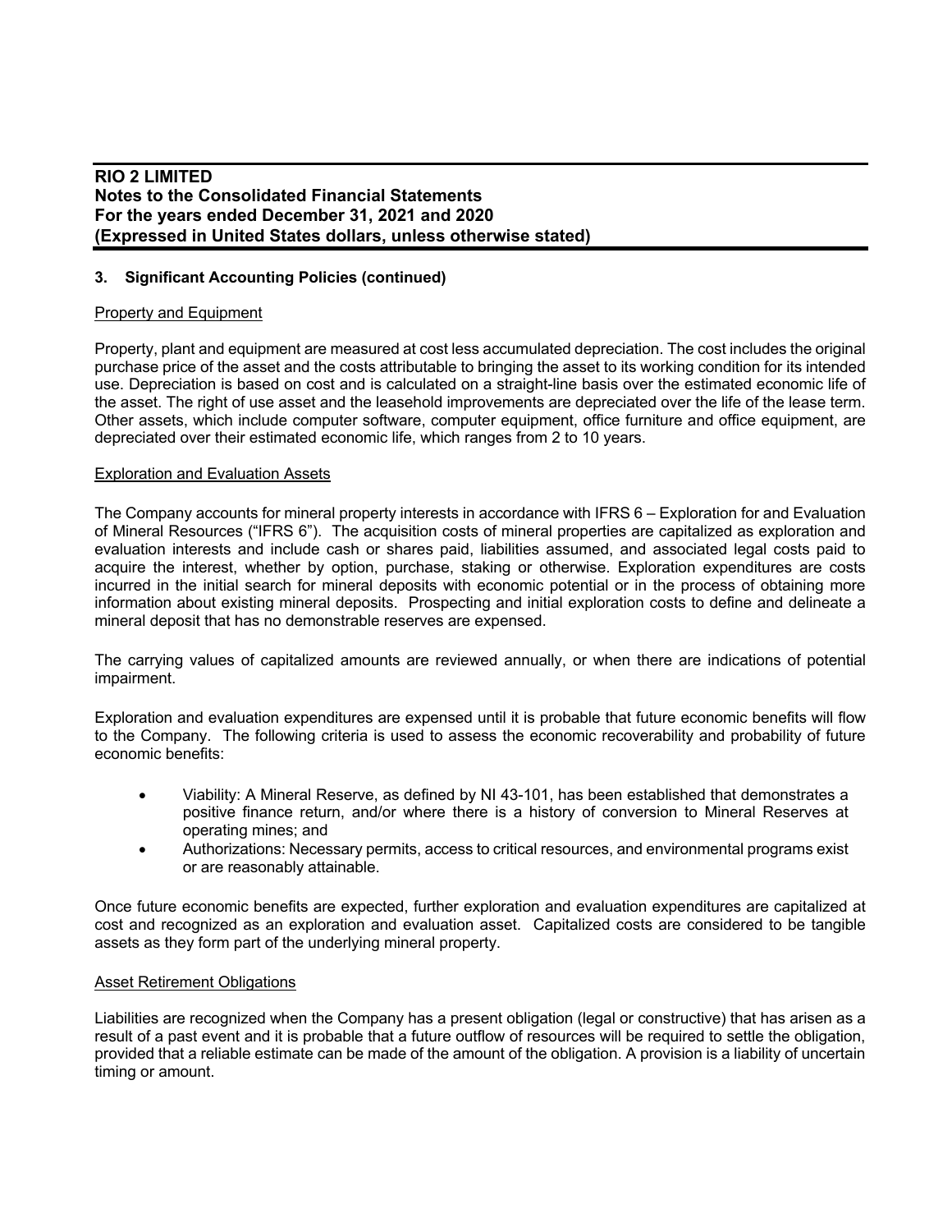## 3. Significant Accounting Policies (continued)

### Property and Equipment

Property, plant and equipment are measured at cost less accumulated depreciation. The cost includes the original purchase price of the asset and the costs attributable to bringing the asset to its working condition for its intended use. Depreciation is based on cost and is calculated on a straight-line basis over the estimated economic life of the asset. The right of use asset and the leasehold improvements are depreciated over the life of the lease term. Other assets, which include computer software, computer equipment, office furniture and office equipment, are depreciated over their estimated economic life, which ranges from 2 to 10 years.

### Exploration and Evaluation Assets

The Company accounts for mineral property interests in accordance with IFRS 6 – Exploration for and Evaluation of Mineral Resources ("IFRS 6"). The acquisition costs of mineral properties are capitalized as exploration and evaluation interests and include cash or shares paid, liabilities assumed, and associated legal costs paid to acquire the interest, whether by option, purchase, staking or otherwise. Exploration expenditures are costs incurred in the initial search for mineral deposits with economic potential or in the process of obtaining more information about existing mineral deposits. Prospecting and initial exploration costs to define and delineate a mineral deposit that has no demonstrable reserves are expensed.

The carrying values of capitalized amounts are reviewed annually, or when there are indications of potential impairment.

Exploration and evaluation expenditures are expensed until it is probable that future economic benefits will flow to the Company. The following criteria is used to assess the economic recoverability and probability of future economic benefits:

- Viability: A Mineral Reserve, as defined by NI 43-101, has been established that demonstrates a positive finance return, and/or where there is a history of conversion to Mineral Reserves at operating mines; and
- Authorizations: Necessary permits, access to critical resources, and environmental programs exist or are reasonably attainable.

Once future economic benefits are expected, further exploration and evaluation expenditures are capitalized at cost and recognized as an exploration and evaluation asset. Capitalized costs are considered to be tangible assets as they form part of the underlying mineral property.

### Asset Retirement Obligations

Liabilities are recognized when the Company has a present obligation (legal or constructive) that has arisen as a result of a past event and it is probable that a future outflow of resources will be required to settle the obligation, provided that a reliable estimate can be made of the amount of the obligation. A provision is a liability of uncertain timing or amount.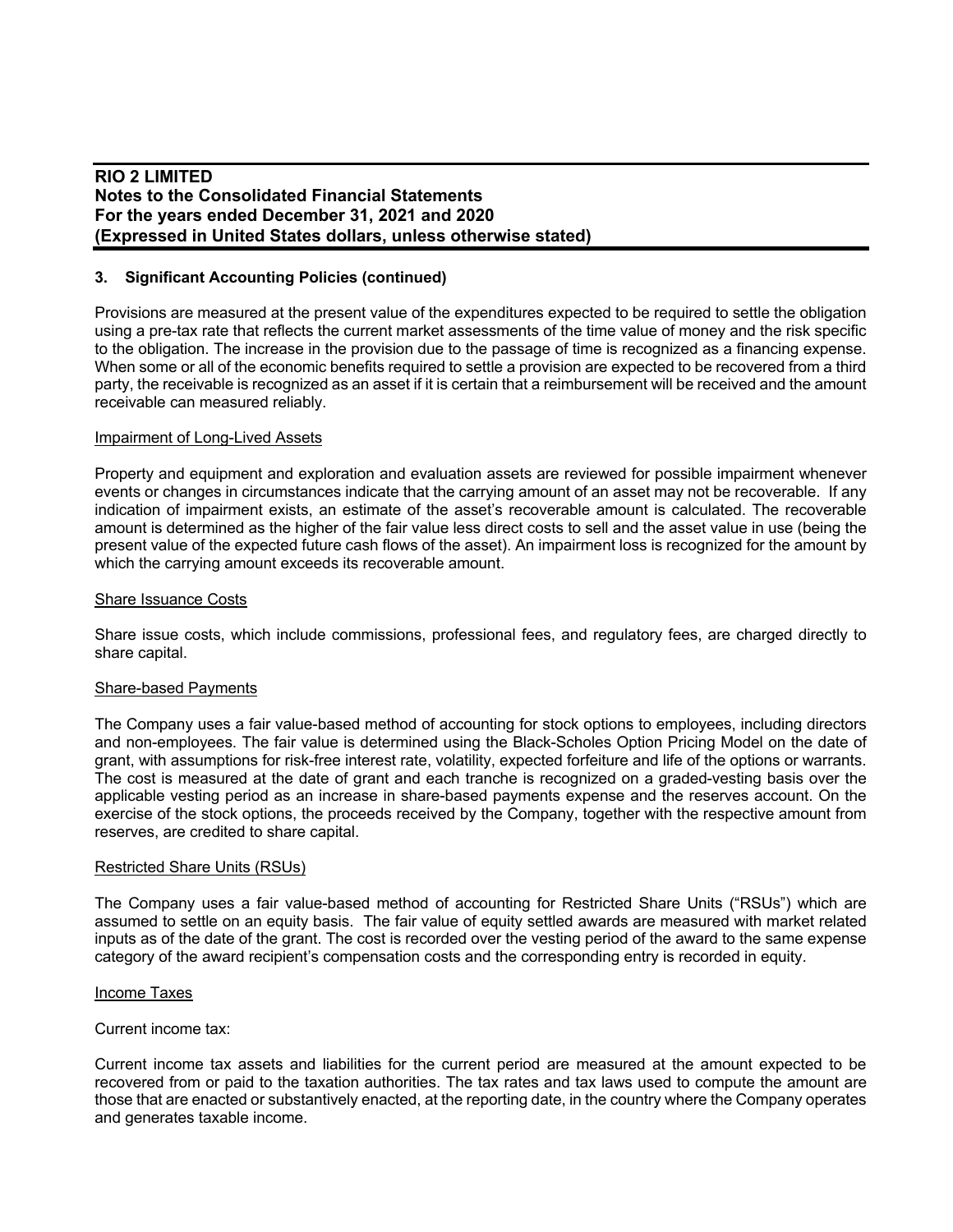### 3. Significant Accounting Policies (continued)

Provisions are measured at the present value of the expenditures expected to be required to settle the obligation using a pre-tax rate that reflects the current market assessments of the time value of money and the risk specific to the obligation. The increase in the provision due to the passage of time is recognized as a financing expense. When some or all of the economic benefits required to settle a provision are expected to be recovered from a third party, the receivable is recognized as an asset if it is certain that a reimbursement will be received and the amount receivable can measured reliably.

Impairment of Long-Lived Assets

Property and equipment and exploration and evaluation assets are reviewed for possible impairment whenever events or changes in circumstances indicate that the carrying amount of an asset may not be recoverable. If any indication of impairment exists, an estimate of the asset's recoverable amount is calculated. The recoverable amount is determined as the higher of the fair value less direct costs to sell and the asset value in use (being the present value of the expected future cash flows of the asset). An impairment loss is recognized for the amount by which the carrying amount exceeds its recoverable amount.

Share Issuance Costs

Share issue costs, which include commissions, professional fees, and regulatory fees, are charged directly to share capital.

Share-based Payments

The Company uses a fair value-based method of accounting for stock options to employees, including directors and non-employees. The fair value is determined using the Black-Scholes Option Pricing Model on the date of grant, with assumptions for risk-free interest rate, volatility, expected forfeiture and life of the options or warrants. The cost is measured at the date of grant and each tranche is recognized on a graded-vesting basis over the applicable vesting period as an increase in share-based payments expense and the reserves account. On the exercise of the stock options, the proceeds received by the Company, together with the respective amount from reserves, are credited to share capital.

Restricted Share Units (RSUs)

The Company uses a fair value-based method of accounting for Restricted Share Units ("RSUs") which are assumed to settle on an equity basis. The fair value of equity settled awards are measured with market related inputs as of the date of the grant. The cost is recorded over the vesting period of the award to the same expense category of the award recipient's compensation costs and the corresponding entry is recorded in equity.

Income Taxes

Current income tax:

Current income tax assets and liabilities for the current period are measured at the amount expected to be recovered from or paid to the taxation authorities. The tax rates and tax laws used to compute the amount are those that are enacted or substantively enacted, at the reporting date, in the country where the Company operates and generates taxable income.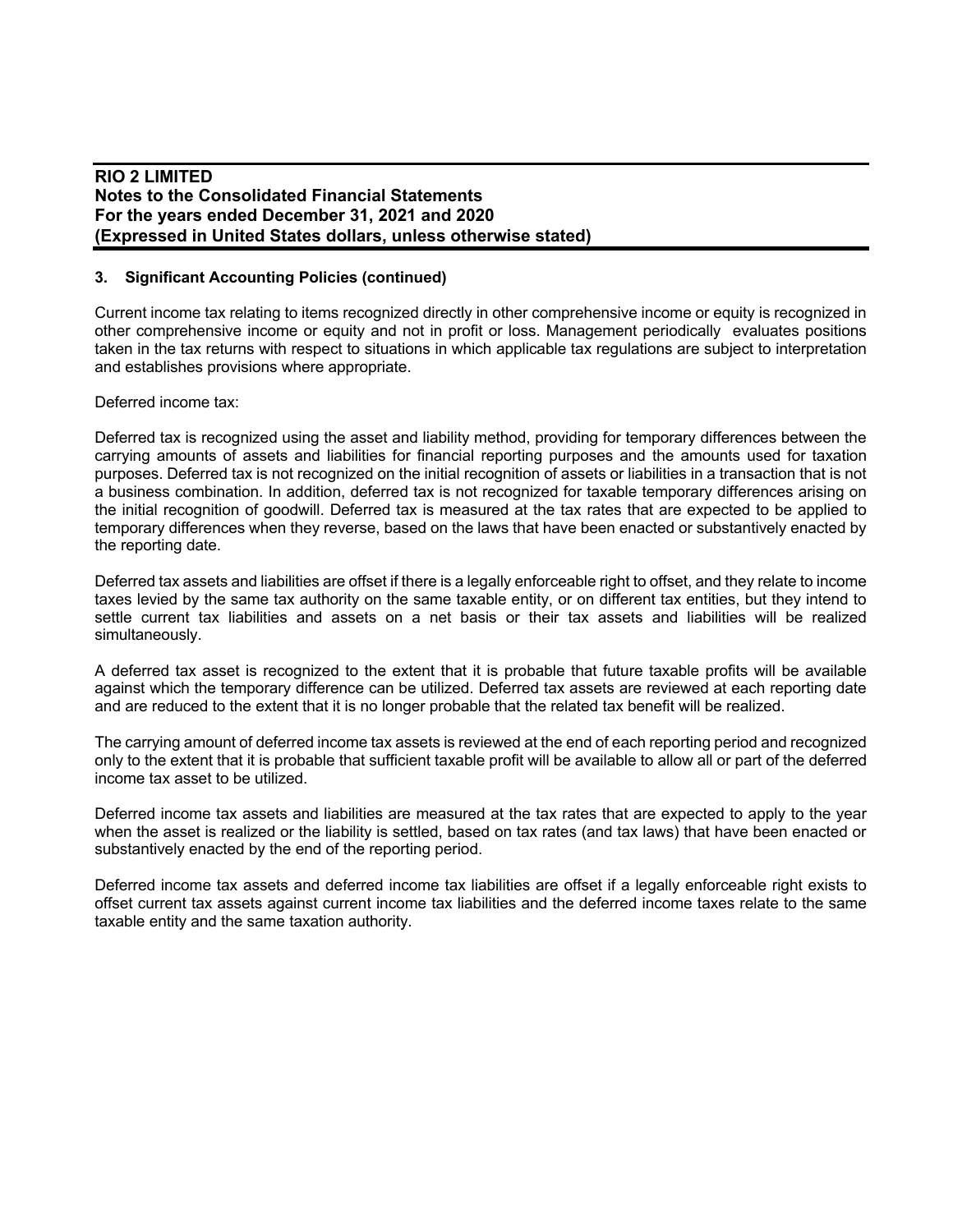### 3. Significant Accounting Policies (continued)

Current income tax relating to items recognized directly in other comprehensive income or equity is recognized in other comprehensive income or equity and not in profit or loss. Management periodically evaluates positions taken in the tax returns with respect to situations in which applicable tax regulations are subject to interpretation and establishes provisions where appropriate.

Deferred income tax:

Deferred tax is recognized using the asset and liability method, providing for temporary differences between the carrying amounts of assets and liabilities for financial reporting purposes and the amounts used for taxation purposes. Deferred tax is not recognized on the initial recognition of assets or liabilities in a transaction that is not a business combination. In addition, deferred tax is not recognized for taxable temporary differences arising on the initial recognition of goodwill. Deferred tax is measured at the tax rates that are expected to be applied to temporary differences when they reverse, based on the laws that have been enacted or substantively enacted by the reporting date.

Deferred tax assets and liabilities are offset if there is a legally enforceable right to offset, and they relate to income taxes levied by the same tax authority on the same taxable entity, or on different tax entities, but they intend to settle current tax liabilities and assets on a net basis or their tax assets and liabilities will be realized simultaneously.

A deferred tax asset is recognized to the extent that it is probable that future taxable profits will be available against which the temporary difference can be utilized. Deferred tax assets are reviewed at each reporting date and are reduced to the extent that it is no longer probable that the related tax benefit will be realized.

The carrying amount of deferred income tax assets is reviewed at the end of each reporting period and recognized only to the extent that it is probable that sufficient taxable profit will be available to allow all or part of the deferred income tax asset to be utilized.

Deferred income tax assets and liabilities are measured at the tax rates that are expected to apply to the year when the asset is realized or the liability is settled, based on tax rates (and tax laws) that have been enacted or substantively enacted by the end of the reporting period.

Deferred income tax assets and deferred income tax liabilities are offset if a legally enforceable right exists to offset current tax assets against current income tax liabilities and the deferred income taxes relate to the same taxable entity and the same taxation authority.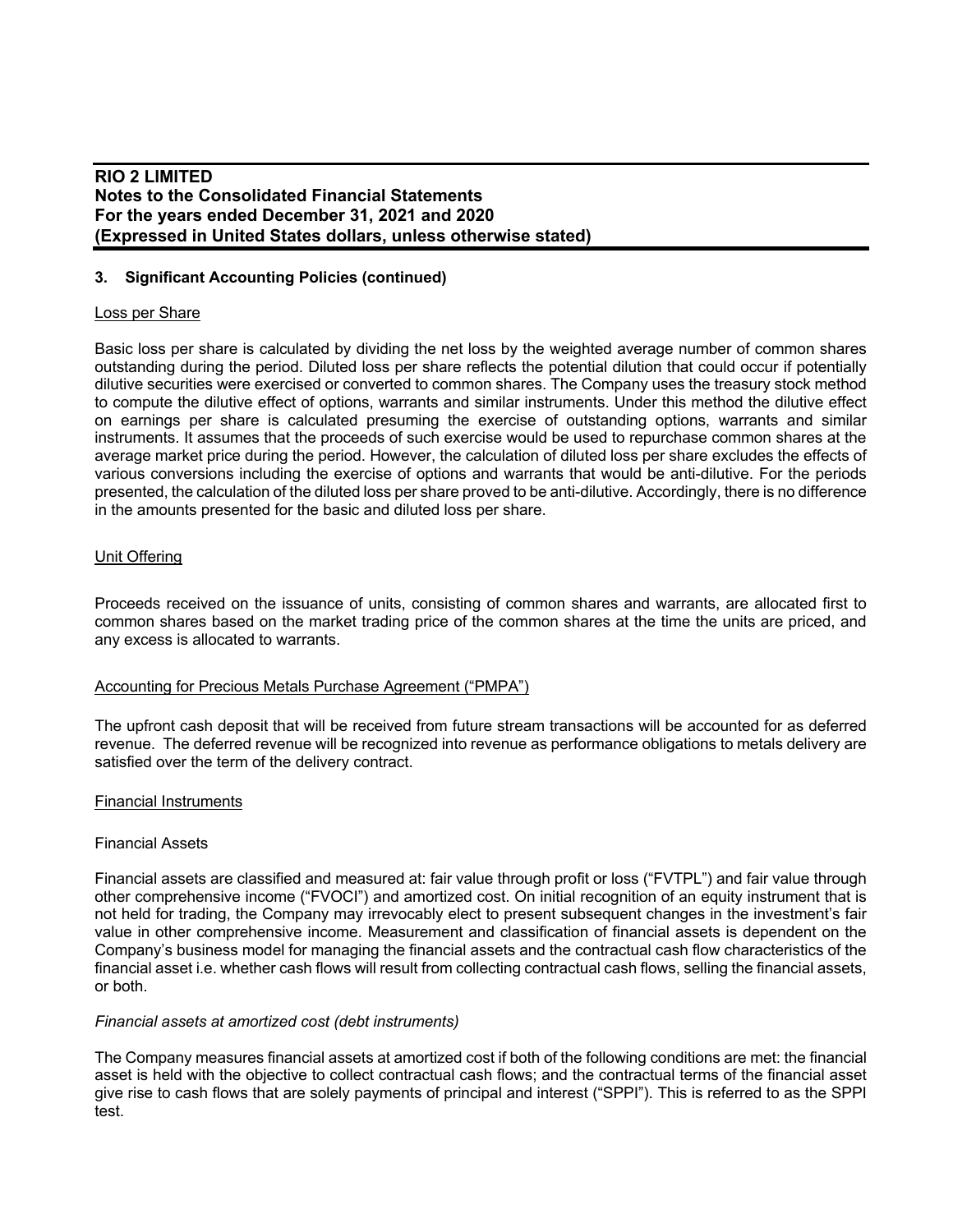## 3. Significant Accounting Policies (continued)

Loss per Share

Basic loss per share is calculated by dividing the net loss by the weighted average number of common shares outstanding during the period. Diluted loss per share reflects the potential dilution that could occur if potentially dilutive securities were exercised or converted to common shares. The Company uses the treasury stock method to compute the dilutive effect of options, warrants and similar instruments. Under this method the dilutive effect on earnings per share is calculated presuming the exercise of outstanding options, warrants and similar instruments. It assumes that the proceeds of such exercise would be used to repurchase common shares at the average market price during the period. However, the calculation of diluted loss per share excludes the effects of various conversions including the exercise of options and warrants that would be anti-dilutive. For the periods presented, the calculation of the diluted loss per share proved to be anti-dilutive. Accordingly, there is no difference in the amounts presented for the basic and diluted loss per share.

Unit Offering

Proceeds received on the issuance of units, consisting of common shares and warrants, are allocated first to common shares based on the market trading price of the common shares at the time the units are priced, and any excess is allocated to warrants.

Accounting for Precious Metals Purchase Agreement ("PMPA")

The upfront cash deposit that will be received from future stream transactions will be accounted for as deferred revenue. The deferred revenue will be recognized into revenue as performance obligations to metals delivery are satisfied over the term of the delivery contract.

Financial Instruments

Financial Assets

Financial assets are classified and measured at: fair value through profit or loss ("FVTPL") and fair value through other comprehensive income ("FVOCI") and amortized cost. On initial recognition of an equity instrument that is not held for trading, the Company may irrevocably elect to present subsequent changes in the investment's fair value in other comprehensive income. Measurement and classification of financial assets is dependent on the Company's business model for managing the financial assets and the contractual cash flow characteristics of the financial asset i.e. whether cash flows will result from collecting contractual cash flows, selling the financial assets, or both.

*Financial assets at amortized cost (debt instruments)*

The Company measures financial assets at amortized cost if both of the following conditions are met: the financial asset is held with the objective to collect contractual cash flows; and the contractual terms of the financial asset give rise to cash flows that are solely payments of principal and interest ("SPPI"). This is referred to as the SPPI test.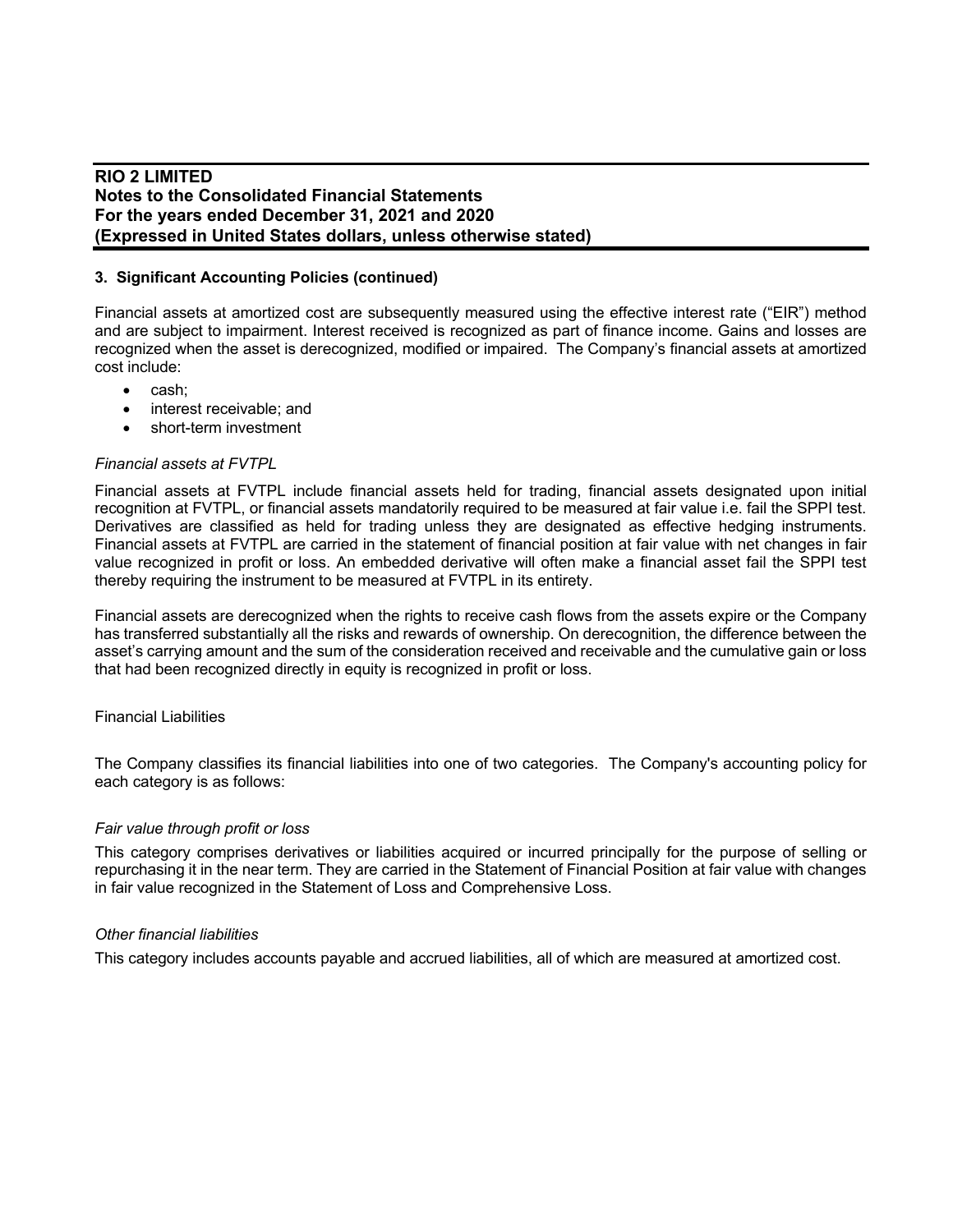## 3. Significant Accounting Policies (continued)

Financial assets at amortized cost are subsequently measured using the effective interest rate ("EIR") method and are subject to impairment. Interest received is recognized as part of finance income. Gains and losses are recognized when the asset is derecognized, modified or impaired. The Company's financial assets at amortized cost include:

- cash;
- interest receivable; and
- short-term investment

*Financial assets at FVTPL*

Financial assets at FVTPL include financial assets held for trading, financial assets designated upon initial recognition at FVTPL, or financial assets mandatorily required to be measured at fair value i.e. fail the SPPI test. Derivatives are classified as held for trading unless they are designated as effective hedging instruments. Financial assets at FVTPL are carried in the statement of financial position at fair value with net changes in fair value recognized in profit or loss. An embedded derivative will often make a financial asset fail the SPPI test thereby requiring the instrument to be measured at FVTPL in its entirety.

Financial assets are derecognized when the rights to receive cash flows from the assets expire or the Company has transferred substantially all the risks and rewards of ownership. On derecognition, the difference between the asset's carrying amount and the sum of the consideration received and receivable and the cumulative gain or loss that had been recognized directly in equity is recognized in profit or loss.

Financial Liabilities

The Company classifies its financial liabilities into one of two categories. The Company's accounting policy for each category is as follows:

*Fair value through profit or loss*

This category comprises derivatives or liabilities acquired or incurred principally for the purpose of selling or repurchasing it in the near term. They are carried in the Statement of Financial Position at fair value with changes in fair value recognized in the Statement of Loss and Comprehensive Loss.

*Other financial liabilities*

This category includes accounts payable and accrued liabilities, all of which are measured at amortized cost.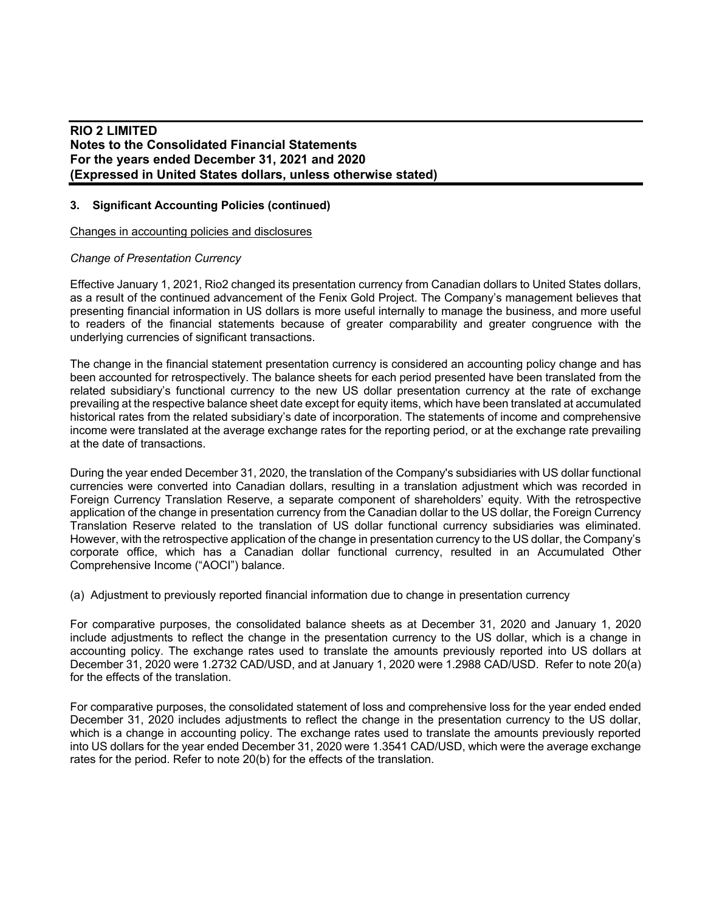## 3. Significant Accounting Policies (continued)

Changes in accounting policies and disclosures

*Change of Presentation Currency*

Effective January 1, 2021, Rio2 changed its presentation currency from Canadian dollars to United States dollars, as a result of the continued advancement of the Fenix Gold Project. The Company's management believes that presenting financial information in US dollars is more useful internally to manage the business, and more useful to readers of the financial statements because of greater comparability and greater congruence with the underlying currencies of significant transactions.

The change in the financial statement presentation currency is considered an accounting policy change and has been accounted for retrospectively. The balance sheets for each period presented have been translated from the related subsidiary's functional currency to the new US dollar presentation currency at the rate of exchange prevailing at the respective balance sheet date except for equity items, which have been translated at accumulated historical rates from the related subsidiary's date of incorporation. The statements of income and comprehensive income were translated at the average exchange rates for the reporting period, or at the exchange rate prevailing at the date of transactions.

During the year ended December 31, 2020, the translation of the Company's subsidiaries with US dollar functional currencies were converted into Canadian dollars, resulting in a translation adjustment which was recorded in Foreign Currency Translation Reserve, a separate component of shareholders' equity. With the retrospective application of the change in presentation currency from the Canadian dollar to the US dollar, the Foreign Currency Translation Reserve related to the translation of US dollar functional currency subsidiaries was eliminated. However, with the retrospective application of the change in presentation currency to the US dollar, the Company's corporate office, which has a Canadian dollar functional currency, resulted in an Accumulated Other Comprehensive Income ("AOCI") balance.

(a) Adjustment to previously reported financial information due to change in presentation currency

For comparative purposes, the consolidated balance sheets as at December 31, 2020 and January 1, 2020 include adjustments to reflect the change in the presentation currency to the US dollar, which is a change in accounting policy. The exchange rates used to translate the amounts previously reported into US dollars at December 31, 2020 were 1.2732 CAD/USD, and at January 1, 2020 were 1.2988 CAD/USD. Refer to note 20(a) for the effects of the translation.

For comparative purposes, the consolidated statement of loss and comprehensive loss for the year ended ended December 31, 2020 includes adjustments to reflect the change in the presentation currency to the US dollar, which is a change in accounting policy. The exchange rates used to translate the amounts previously reported into US dollars for the year ended December 31, 2020 were 1.3541 CAD/USD, which were the average exchange rates for the period. Refer to note 20(b) for the effects of the translation.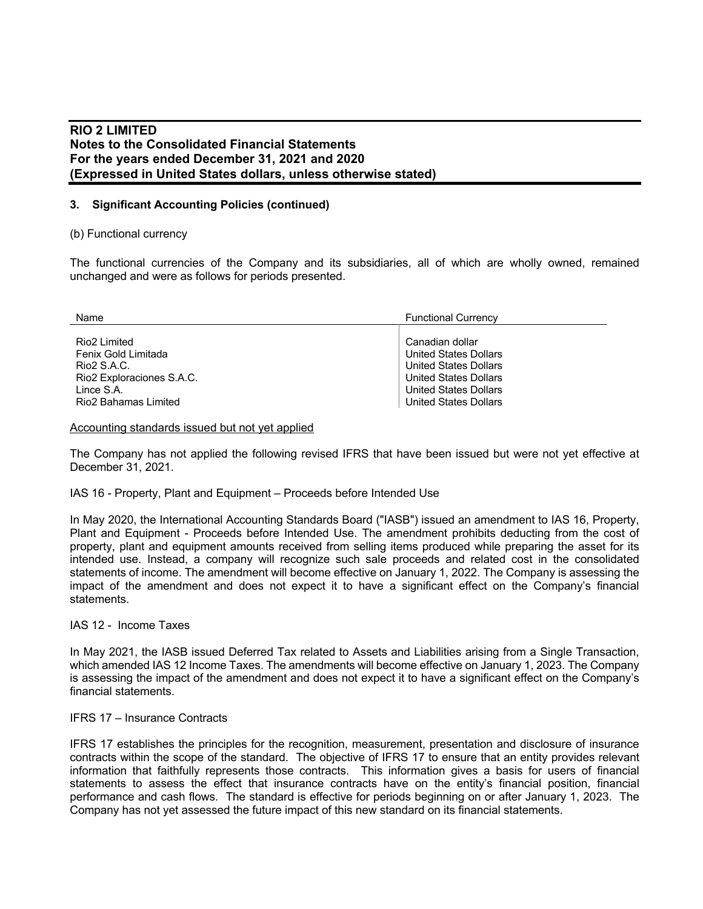## 3. Significant Accounting Policies (continued)

(b) Functional currency

The functional currencies of the Company and its subsidiaries, all of which are wholly owned, remained unchanged and were as follows for periods presented.

| Name | Functional Currency |
|---|---|
| Rio2 Limited | Canadian dollar |
| Fenix Gold Limitada | United States Dollars |
| Rio2 S.A.C. | United States Dollars |
| Rio2 Exploraciones S.A.C. | United States Dollars |
| Lince S.A. | United States Dollars |
| Rio2 Bahamas Limited | United States Dollars |

Accounting standards issued but not yet applied

The Company has not applied the following revised IFRS that have been issued but were not yet effective at December 31, 2021.

IAS 16 - Property, Plant and Equipment – Proceeds before Intended Use

In May 2020, the International Accounting Standards Board ("IASB") issued an amendment to IAS 16, Property, Plant and Equipment - Proceeds before Intended Use. The amendment prohibits deducting from the cost of property, plant and equipment amounts received from selling items produced while preparing the asset for its intended use. Instead, a company will recognize such sale proceeds and related cost in the consolidated statements of income. The amendment will become effective on January 1, 2022. The Company is assessing the impact of the amendment and does not expect it to have a significant effect on the Company's financial statements.

IAS 12 - Income Taxes

In May 2021, the IASB issued Deferred Tax related to Assets and Liabilities arising from a Single Transaction, which amended IAS 12 Income Taxes. The amendments will become effective on January 1, 2023. The Company is assessing the impact of the amendment and does not expect it to have a significant effect on the Company's financial statements.

IFRS 17 – Insurance Contracts

IFRS 17 establishes the principles for the recognition, measurement, presentation and disclosure of insurance contracts within the scope of the standard. The objective of IFRS 17 to ensure that an entity provides relevant information that faithfully represents those contracts. This information gives a basis for users of financial statements to assess the effect that insurance contracts have on the entity's financial position, financial performance and cash flows. The standard is effective for periods beginning on or after January 1, 2023. The Company has not yet assessed the future impact of this new standard on its financial statements.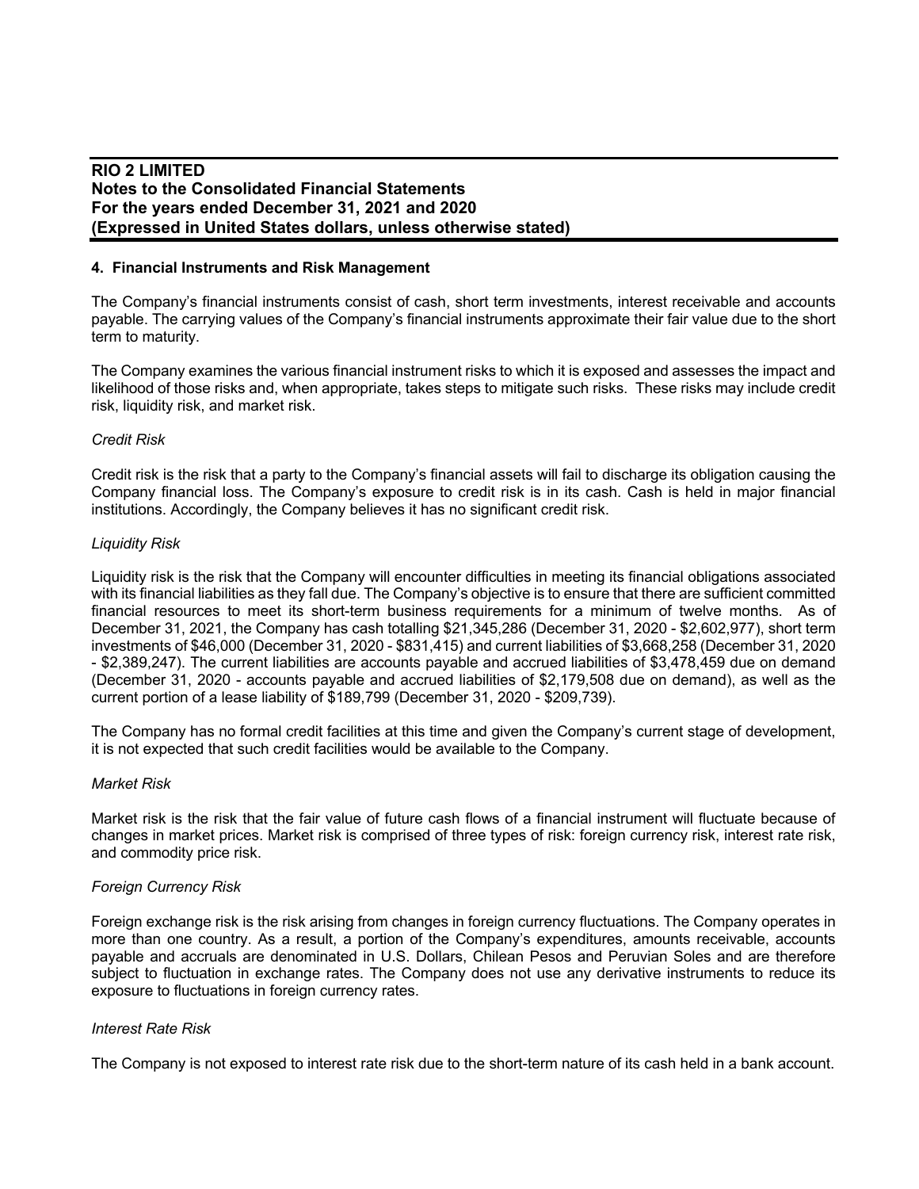## 4. Financial Instruments and Risk Management

The Company's financial instruments consist of cash, short term investments, interest receivable and accounts payable. The carrying values of the Company's financial instruments approximate their fair value due to the short term to maturity.

The Company examines the various financial instrument risks to which it is exposed and assesses the impact and likelihood of those risks and, when appropriate, takes steps to mitigate such risks. These risks may include credit risk, liquidity risk, and market risk.

*Credit Risk*

Credit risk is the risk that a party to the Company's financial assets will fail to discharge its obligation causing the Company financial loss. The Company's exposure to credit risk is in its cash. Cash is held in major financial institutions. Accordingly, the Company believes it has no significant credit risk.

*Liquidity Risk*

Liquidity risk is the risk that the Company will encounter difficulties in meeting its financial obligations associated with its financial liabilities as they fall due. The Company's objective is to ensure that there are sufficient committed financial resources to meet its short-term business requirements for a minimum of twelve months. As of December 31, 2021, the Company has cash totalling $21,345,286 (December 31, 2020 - $2,602,977), short term investments of $46,000 (December 31, 2020 - $831,415) and current liabilities of $3,668,258 (December 31, 2020 - $2,389,247). The current liabilities are accounts payable and accrued liabilities of $3,478,459 due on demand (December 31, 2020 - accounts payable and accrued liabilities of $2,179,508 due on demand), as well as the current portion of a lease liability of $189,799 (December 31, 2020 - $209,739).

The Company has no formal credit facilities at this time and given the Company's current stage of development, it is not expected that such credit facilities would be available to the Company.

*Market Risk*

Market risk is the risk that the fair value of future cash flows of a financial instrument will fluctuate because of changes in market prices. Market risk is comprised of three types of risk: foreign currency risk, interest rate risk, and commodity price risk.

*Foreign Currency Risk*

Foreign exchange risk is the risk arising from changes in foreign currency fluctuations. The Company operates in more than one country. As a result, a portion of the Company's expenditures, amounts receivable, accounts payable and accruals are denominated in U.S. Dollars, Chilean Pesos and Peruvian Soles and are therefore subject to fluctuation in exchange rates. The Company does not use any derivative instruments to reduce its exposure to fluctuations in foreign currency rates.

*Interest Rate Risk*

The Company is not exposed to interest rate risk due to the short-term nature of its cash held in a bank account.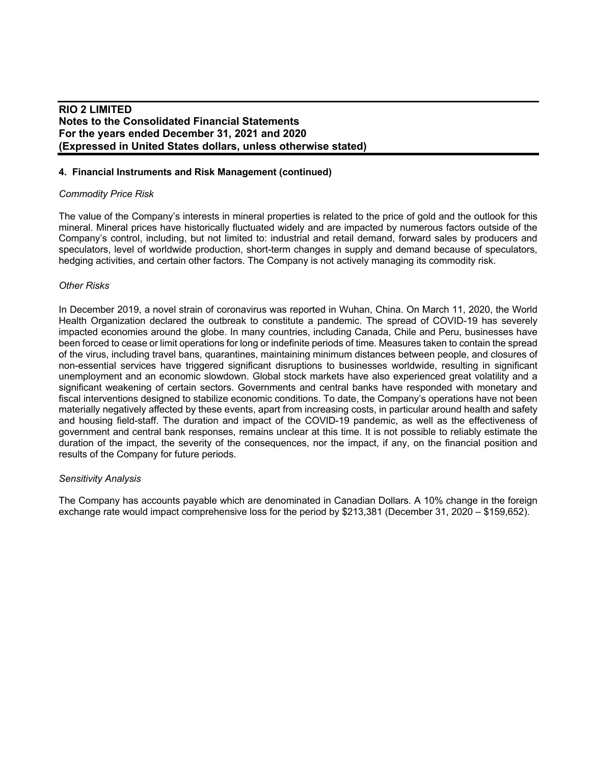## 4. Financial Instruments and Risk Management (continued)

*Commodity Price Risk*

The value of the Company's interests in mineral properties is related to the price of gold and the outlook for this mineral. Mineral prices have historically fluctuated widely and are impacted by numerous factors outside of the Company's control, including, but not limited to: industrial and retail demand, forward sales by producers and speculators, level of worldwide production, short-term changes in supply and demand because of speculators, hedging activities, and certain other factors. The Company is not actively managing its commodity risk.

*Other Risks*

In December 2019, a novel strain of coronavirus was reported in Wuhan, China. On March 11, 2020, the World Health Organization declared the outbreak to constitute a pandemic. The spread of COVID-19 has severely impacted economies around the globe. In many countries, including Canada, Chile and Peru, businesses have been forced to cease or limit operations for long or indefinite periods of time. Measures taken to contain the spread of the virus, including travel bans, quarantines, maintaining minimum distances between people, and closures of non-essential services have triggered significant disruptions to businesses worldwide, resulting in significant unemployment and an economic slowdown. Global stock markets have also experienced great volatility and a significant weakening of certain sectors. Governments and central banks have responded with monetary and fiscal interventions designed to stabilize economic conditions. To date, the Company's operations have not been materially negatively affected by these events, apart from increasing costs, in particular around health and safety and housing field-staff. The duration and impact of the COVID-19 pandemic, as well as the effectiveness of government and central bank responses, remains unclear at this time. It is not possible to reliably estimate the duration of the impact, the severity of the consequences, nor the impact, if any, on the financial position and results of the Company for future periods.

*Sensitivity Analysis*

The Company has accounts payable which are denominated in Canadian Dollars. A 10% change in the foreign exchange rate would impact comprehensive loss for the period by $213,381 (December 31, 2020 – $159,652).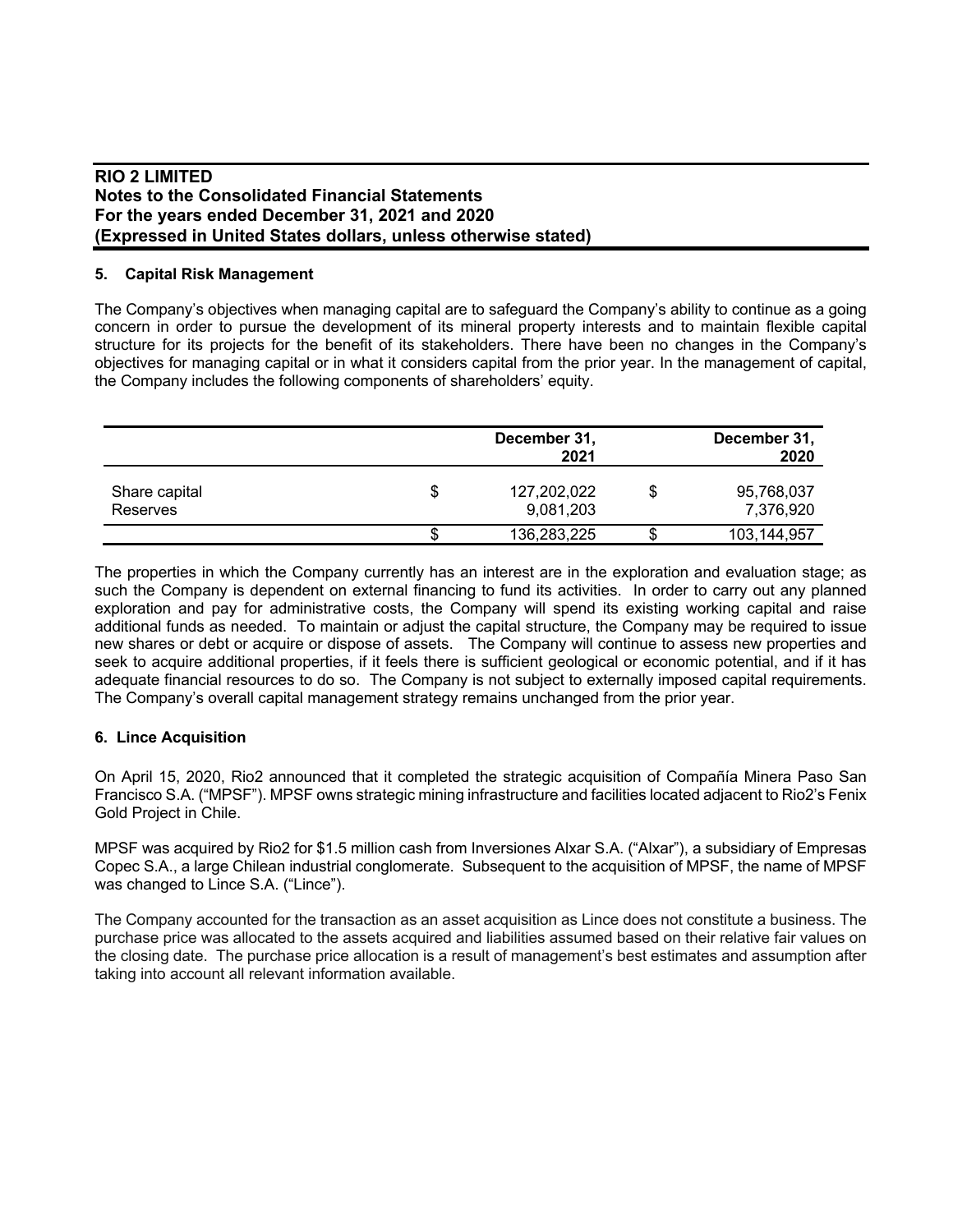## 5. Capital Risk Management

The Company's objectives when managing capital are to safeguard the Company's ability to continue as a going concern in order to pursue the development of its mineral property interests and to maintain flexible capital structure for its projects for the benefit of its stakeholders. There have been no changes in the Company's objectives for managing capital or in what it considers capital from the prior year. In the management of capital, the Company includes the following components of shareholders' equity.

| | | December 31, 2021 | | December 31, 2020 |
|---|---|---|---|---|
| Share capital | $ | 127,202,022 | $ | 95,768,037 |
| Reserves | | 9,081,203 | | 7,376,920 |
| | $ | 136,283,225 | $ | 103,144,957 |

The properties in which the Company currently has an interest are in the exploration and evaluation stage; as such the Company is dependent on external financing to fund its activities. In order to carry out any planned exploration and pay for administrative costs, the Company will spend its existing working capital and raise additional funds as needed. To maintain or adjust the capital structure, the Company may be required to issue new shares or debt or acquire or dispose of assets. The Company will continue to assess new properties and seek to acquire additional properties, if it feels there is sufficient geological or economic potential, and if it has adequate financial resources to do so. The Company is not subject to externally imposed capital requirements. The Company's overall capital management strategy remains unchanged from the prior year.

## 6. Lince Acquisition

On April 15, 2020, Rio2 announced that it completed the strategic acquisition of Compañía Minera Paso San Francisco S.A. ("MPSF"). MPSF owns strategic mining infrastructure and facilities located adjacent to Rio2's Fenix Gold Project in Chile.

MPSF was acquired by Rio2 for $1.5 million cash from Inversiones Alxar S.A. ("Alxar"), a subsidiary of Empresas Copec S.A., a large Chilean industrial conglomerate. Subsequent to the acquisition of MPSF, the name of MPSF was changed to Lince S.A. ("Lince").

The Company accounted for the transaction as an asset acquisition as Lince does not constitute a business. The purchase price was allocated to the assets acquired and liabilities assumed based on their relative fair values on the closing date. The purchase price allocation is a result of management's best estimates and assumption after taking into account all relevant information available.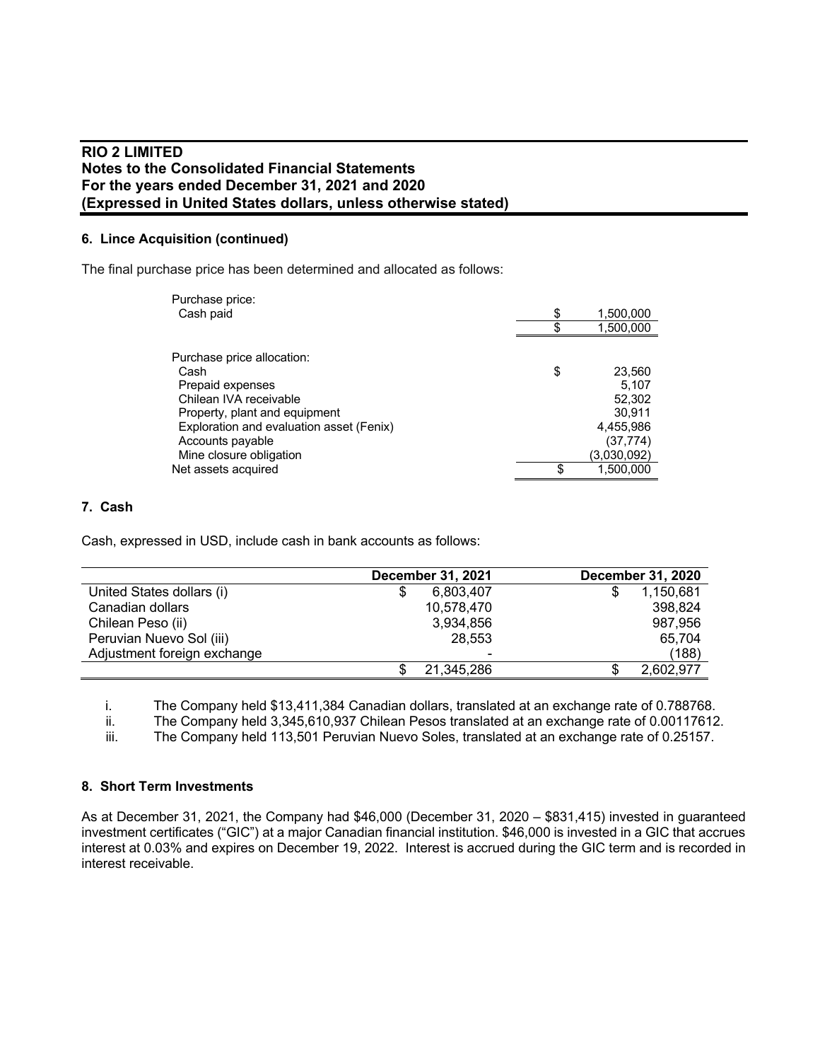## 6. Lince Acquisition (continued)

The final purchase price has been determined and allocated as follows:

| | |
|---|---|
| Purchase price: | |
| Cash paid | $ 1,500,000 |
| | $ 1,500,000 |
| | |
| Purchase price allocation: | |
| Cash | $ 23,560 |
| Prepaid expenses | 5,107 |
| Chilean IVA receivable | 52,302 |
| Property, plant and equipment | 30,911 |
| Exploration and evaluation asset (Fenix) | 4,455,986 |
| Accounts payable | (37,774) |
| Mine closure obligation | (3,030,092) |
| Net assets acquired | $ 1,500,000 |

## 7. Cash

Cash, expressed in USD, include cash in bank accounts as follows:

| | December 31, 2021 | December 31, 2020 |
|---|---|---|
| United States dollars (i) | $ 6,803,407 | $ 1,150,681 |
| Canadian dollars | 10,578,470 | 398,824 |
| Chilean Peso (ii) | 3,934,856 | 987,956 |
| Peruvian Nuevo Sol (iii) | 28,553 | 65,704 |
| Adjustment foreign exchange | - | (188) |
| | $ 21,345,286 | $ 2,602,977 |

i. The Company held $13,411,384 Canadian dollars, translated at an exchange rate of 0.788768.
ii. The Company held 3,345,610,937 Chilean Pesos translated at an exchange rate of 0.00117612.
iii. The Company held 113,501 Peruvian Nuevo Soles, translated at an exchange rate of 0.25157.

## 8. Short Term Investments

As at December 31, 2021, the Company had $46,000 (December 31, 2020 – $831,415) invested in guaranteed investment certificates ("GIC") at a major Canadian financial institution. $46,000 is invested in a GIC that accrues interest at 0.03% and expires on December 19, 2022. Interest is accrued during the GIC term and is recorded in interest receivable.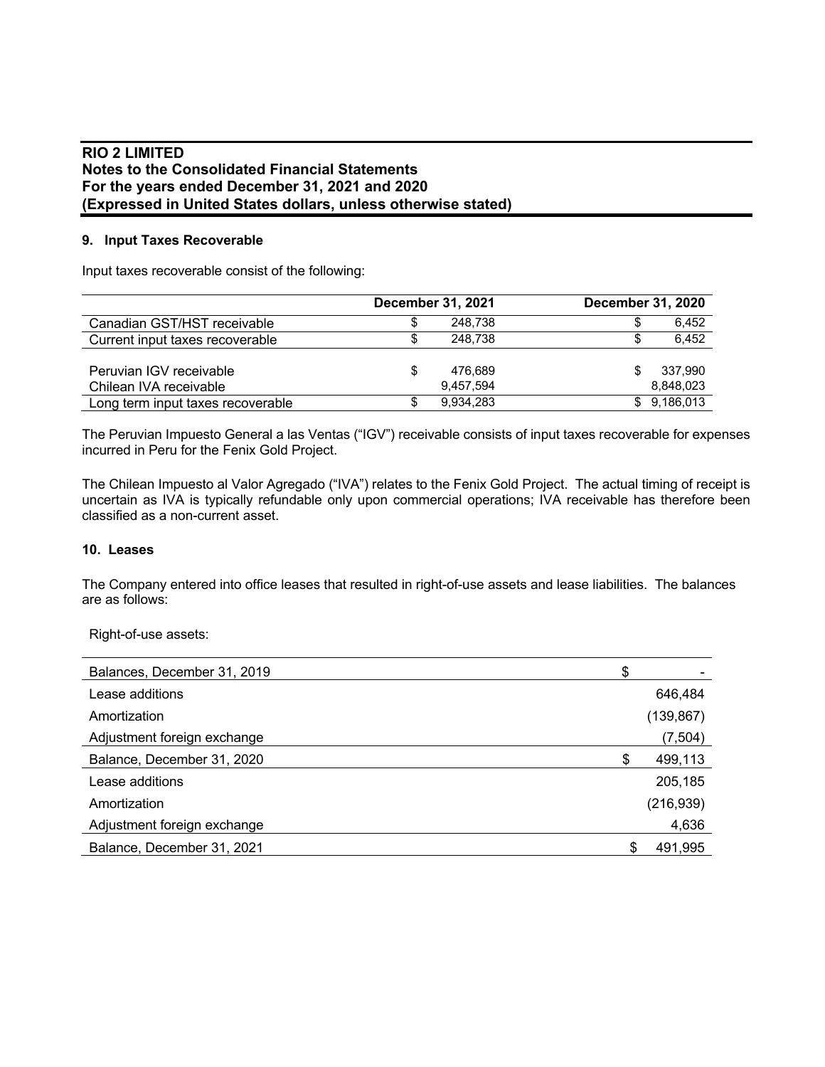## 9. Input Taxes Recoverable

Input taxes recoverable consist of the following:

| | December 31, 2021 | December 31, 2020 |
|---|---|---|
| Canadian GST/HST receivable | $ 248,738 | $ 6,452 |
| Current input taxes recoverable | $ 248,738 | $ 6,452 |
| | | |
| Peruvian IGV receivable | $ 476,689 | $ 337,990 |
| Chilean IVA receivable | 9,457,594 | 8,848,023 |
| Long term input taxes recoverable | $ 9,934,283 | $ 9,186,013 |

The Peruvian Impuesto General a las Ventas ("IGV") receivable consists of input taxes recoverable for expenses incurred in Peru for the Fenix Gold Project.

The Chilean Impuesto al Valor Agregado ("IVA") relates to the Fenix Gold Project. The actual timing of receipt is uncertain as IVA is typically refundable only upon commercial operations; IVA receivable has therefore been classified as a non-current asset.

## 10. Leases

The Company entered into office leases that resulted in right-of-use assets and lease liabilities. The balances are as follows:

Right-of-use assets:

| | |
|---|---|
| Balances, December 31, 2019 | $ - |
| Lease additions | 646,484 |
| Amortization | (139,867) |
| Adjustment foreign exchange | (7,504) |
| Balance, December 31, 2020 | $ 499,113 |
| Lease additions | 205,185 |
| Amortization | (216,939) |
| Adjustment foreign exchange | 4,636 |
| Balance, December 31, 2021 | $ 491,995 |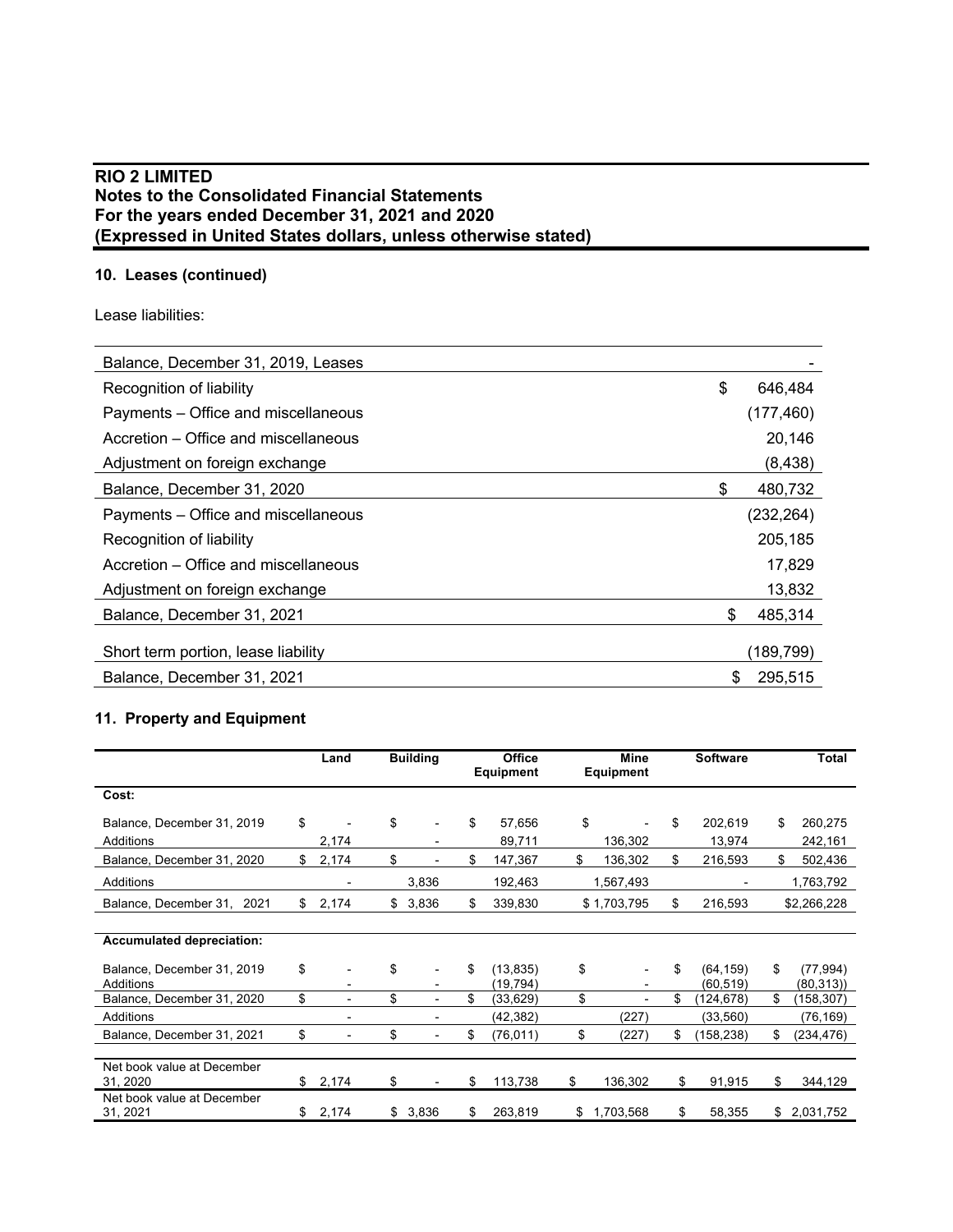## 10. Leases (continued)

Lease liabilities:

| | |
|---|---|
| Balance, December 31, 2019, Leases | - |
| Recognition of liability | $ 646,484 |
| Payments – Office and miscellaneous | (177,460) |
| Accretion – Office and miscellaneous | 20,146 |
| Adjustment on foreign exchange | (8,438) |
| Balance, December 31, 2020 | $ 480,732 |
| Payments – Office and miscellaneous | (232,264) |
| Recognition of liability | 205,185 |
| Accretion – Office and miscellaneous | 17,829 |
| Adjustment on foreign exchange | 13,832 |
| Balance, December 31, 2021 | $ 485,314 |
| Short term portion, lease liability | (189,799) |
| Balance, December 31, 2021 | $ 295,515 |

## 11. Property and Equipment

| | Land | Building | Office Equipment | Mine Equipment | Software | Total |
|---|---|---|---|---|---|---|
| **Cost:** | | | | | | |
| Balance, December 31, 2019 | $ - | $ - | $ 57,656 | $ - | $ 202,619 | $ 260,275 |
| Additions | 2,174 | - | 89,711 | 136,302 | 13,974 | 242,161 |
| Balance, December 31, 2020 | $ 2,174 | $ - | $ 147,367 | $ 136,302 | $ 216,593 | $ 502,436 |
| Additions | - | 3,836 | 192,463 | 1,567,493 | - | 1,763,792 |
| Balance, December 31, 2021 | $ 2,174 | $ 3,836 | $ 339,830 | $ 1,703,795 | $ 216,593 | $2,266,228 |
| **Accumulated depreciation:** | | | | | | |
| Balance, December 31, 2019 | $ - | $ - | $ (13,835) | $ - | $ (64,159) | $ (77,994) |
| Additions | - | - | (19,794) | - | (60,519) | (80,313)) |
| Balance, December 31, 2020 | $ - | $ - | $ (33,629) | $ - | $ (124,678) | $ (158,307) |
| Additions | - | - | (42,382) | (227) | (33,560) | (76,169) |
| Balance, December 31, 2021 | $ - | $ - | $ (76,011) | $ (227) | $ (158,238) | $ (234,476) |
| Net book value at December 31, 2020 | $ 2,174 | $ - | $ 113,738 | $ 136,302 | $ 91,915 | $ 344,129 |
| Net book value at December 31, 2021 | $ 2,174 | $ 3,836 | $ 263,819 | $ 1,703,568 | $ 58,355 | $ 2,031,752 |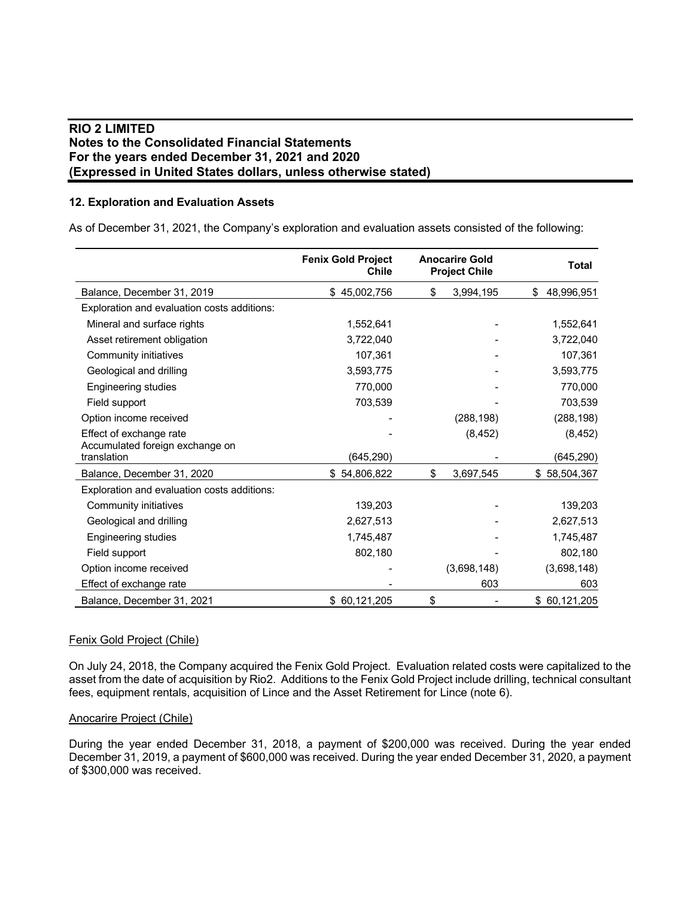## 12. Exploration and Evaluation Assets

As of December 31, 2021, the Company's exploration and evaluation assets consisted of the following:

| | Fenix Gold Project Chile | Anocarire Gold Project Chile | Total |
|---|---|---|---|
| Balance, December 31, 2019 | $ 45,002,756 | $ 3,994,195 | $ 48,996,951 |
| Exploration and evaluation costs additions: | | | |
| Mineral and surface rights | 1,552,641 | - | 1,552,641 |
| Asset retirement obligation | 3,722,040 | - | 3,722,040 |
| Community initiatives | 107,361 | - | 107,361 |
| Geological and drilling | 3,593,775 | - | 3,593,775 |
| Engineering studies | 770,000 | - | 770,000 |
| Field support | 703,539 | - | 703,539 |
| Option income received | - | (288,198) | (288,198) |
| Effect of exchange rate | - | (8,452) | (8,452) |
| Accumulated foreign exchange on translation | (645,290) | - | (645,290) |
| Balance, December 31, 2020 | $ 54,806,822 | $ 3,697,545 | $ 58,504,367 |
| Exploration and evaluation costs additions: | | | |
| Community initiatives | 139,203 | - | 139,203 |
| Geological and drilling | 2,627,513 | - | 2,627,513 |
| Engineering studies | 1,745,487 | - | 1,745,487 |
| Field support | 802,180 | - | 802,180 |
| Option income received | - | (3,698,148) | (3,698,148) |
| Effect of exchange rate | - | 603 | 603 |
| Balance, December 31, 2021 | $ 60,121,205 | $ - | $ 60,121,205 |

### Fenix Gold Project (Chile)

On July 24, 2018, the Company acquired the Fenix Gold Project. Evaluation related costs were capitalized to the asset from the date of acquisition by Rio2. Additions to the Fenix Gold Project include drilling, technical consultant fees, equipment rentals, acquisition of Lince and the Asset Retirement for Lince (note 6).

### Anocarire Project (Chile)

During the year ended December 31, 2018, a payment of $200,000 was received. During the year ended December 31, 2019, a payment of $600,000 was received. During the year ended December 31, 2020, a payment of $300,000 was received.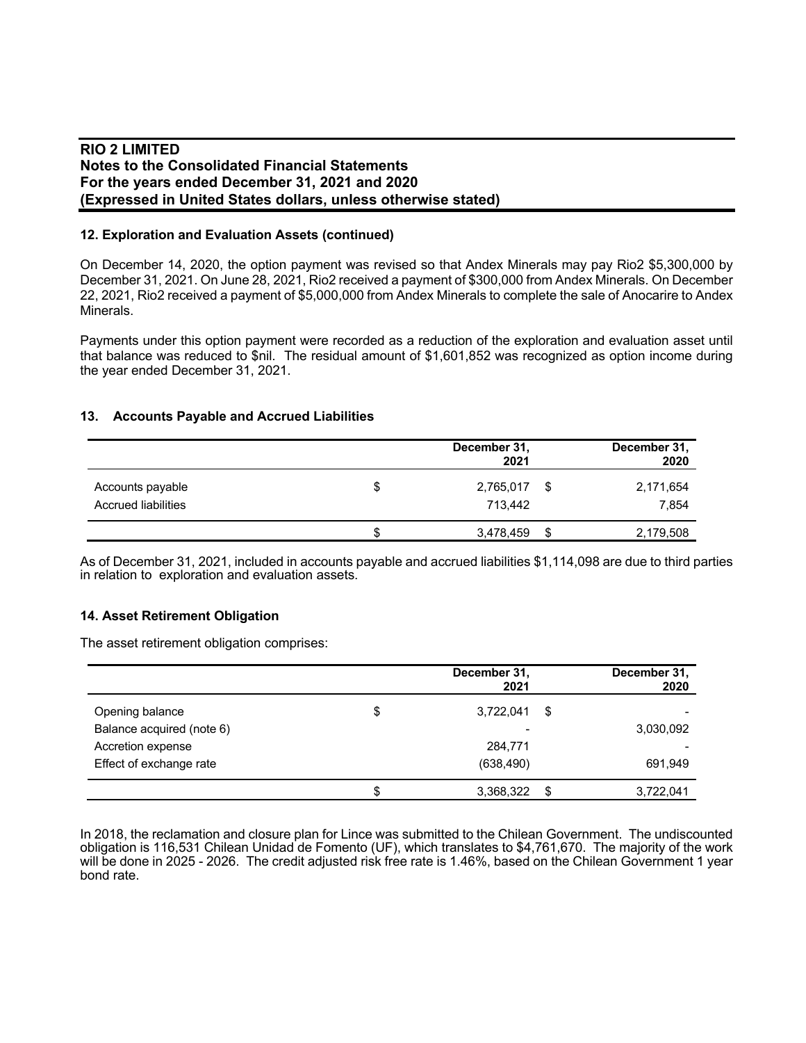## 12. Exploration and Evaluation Assets (continued)

On December 14, 2020, the option payment was revised so that Andex Minerals may pay Rio2 $5,300,000 by December 31, 2021. On June 28, 2021, Rio2 received a payment of $300,000 from Andex Minerals. On December 22, 2021, Rio2 received a payment of $5,000,000 from Andex Minerals to complete the sale of Anocarire to Andex Minerals.

Payments under this option payment were recorded as a reduction of the exploration and evaluation asset until that balance was reduced to $nil. The residual amount of $1,601,852 was recognized as option income during the year ended December 31, 2021.

## 13. Accounts Payable and Accrued Liabilities

| | | December 31, 2021 | | December 31, 2020 |
|---|---|---|---|---|
| Accounts payable | $ | 2,765,017 | $ | 2,171,654 |
| Accrued liabilities | | 713,442 | | 7,854 |
| | $ | 3,478,459 | $ | 2,179,508 |

As of December 31, 2021, included in accounts payable and accrued liabilities $1,114,098 are due to third parties in relation to exploration and evaluation assets.

## 14. Asset Retirement Obligation

The asset retirement obligation comprises:

| | | December 31, 2021 | | December 31, 2020 |
|---|---|---|---|---|
| Opening balance | $ | 3,722,041 | $ | - |
| Balance acquired (note 6) | | - | | 3,030,092 |
| Accretion expense | | 284,771 | | - |
| Effect of exchange rate | | (638,490) | | 691,949 |
| | $ | 3,368,322 | $ | 3,722,041 |

In 2018, the reclamation and closure plan for Lince was submitted to the Chilean Government. The undiscounted obligation is 116,531 Chilean Unidad de Fomento (UF), which translates to $4,761,670. The majority of the work will be done in 2025 - 2026. The credit adjusted risk free rate is 1.46%, based on the Chilean Government 1 year bond rate.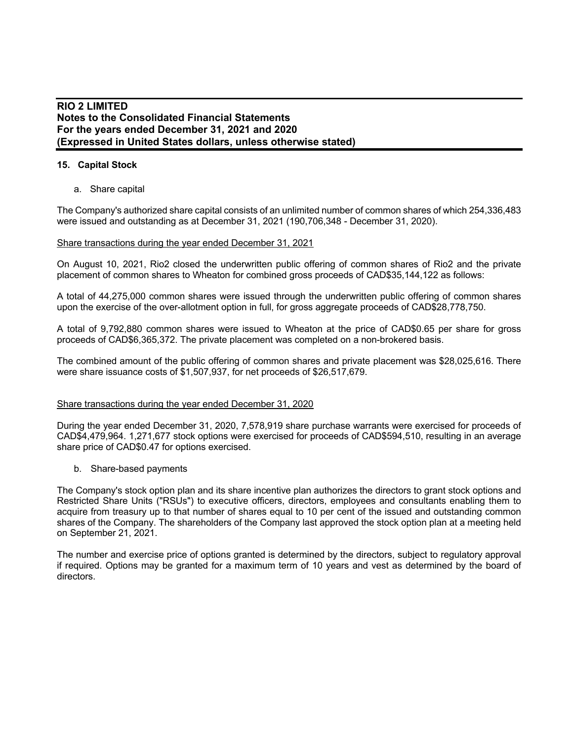## 15. Capital Stock

a. Share capital

The Company's authorized share capital consists of an unlimited number of common shares of which 254,336,483 were issued and outstanding as at December 31, 2021 (190,706,348 - December 31, 2020).

<u>Share transactions during the year ended December 31, 2021</u>

On August 10, 2021, Rio2 closed the underwritten public offering of common shares of Rio2 and the private placement of common shares to Wheaton for combined gross proceeds of CAD$35,144,122 as follows:

A total of 44,275,000 common shares were issued through the underwritten public offering of common shares upon the exercise of the over-allotment option in full, for gross aggregate proceeds of CAD$28,778,750.

A total of 9,792,880 common shares were issued to Wheaton at the price of CAD$0.65 per share for gross proceeds of CAD$6,365,372. The private placement was completed on a non-brokered basis.

The combined amount of the public offering of common shares and private placement was $28,025,616. There were share issuance costs of $1,507,937, for net proceeds of $26,517,679.

<u>Share transactions during the year ended December 31, 2020</u>

During the year ended December 31, 2020, 7,578,919 share purchase warrants were exercised for proceeds of CAD$4,479,964. 1,271,677 stock options were exercised for proceeds of CAD$594,510, resulting in an average share price of CAD$0.47 for options exercised.

b. Share-based payments

The Company's stock option plan and its share incentive plan authorizes the directors to grant stock options and Restricted Share Units ("RSUs") to executive officers, directors, employees and consultants enabling them to acquire from treasury up to that number of shares equal to 10 per cent of the issued and outstanding common shares of the Company. The shareholders of the Company last approved the stock option plan at a meeting held on September 21, 2021.

The number and exercise price of options granted is determined by the directors, subject to regulatory approval if required. Options may be granted for a maximum term of 10 years and vest as determined by the board of directors.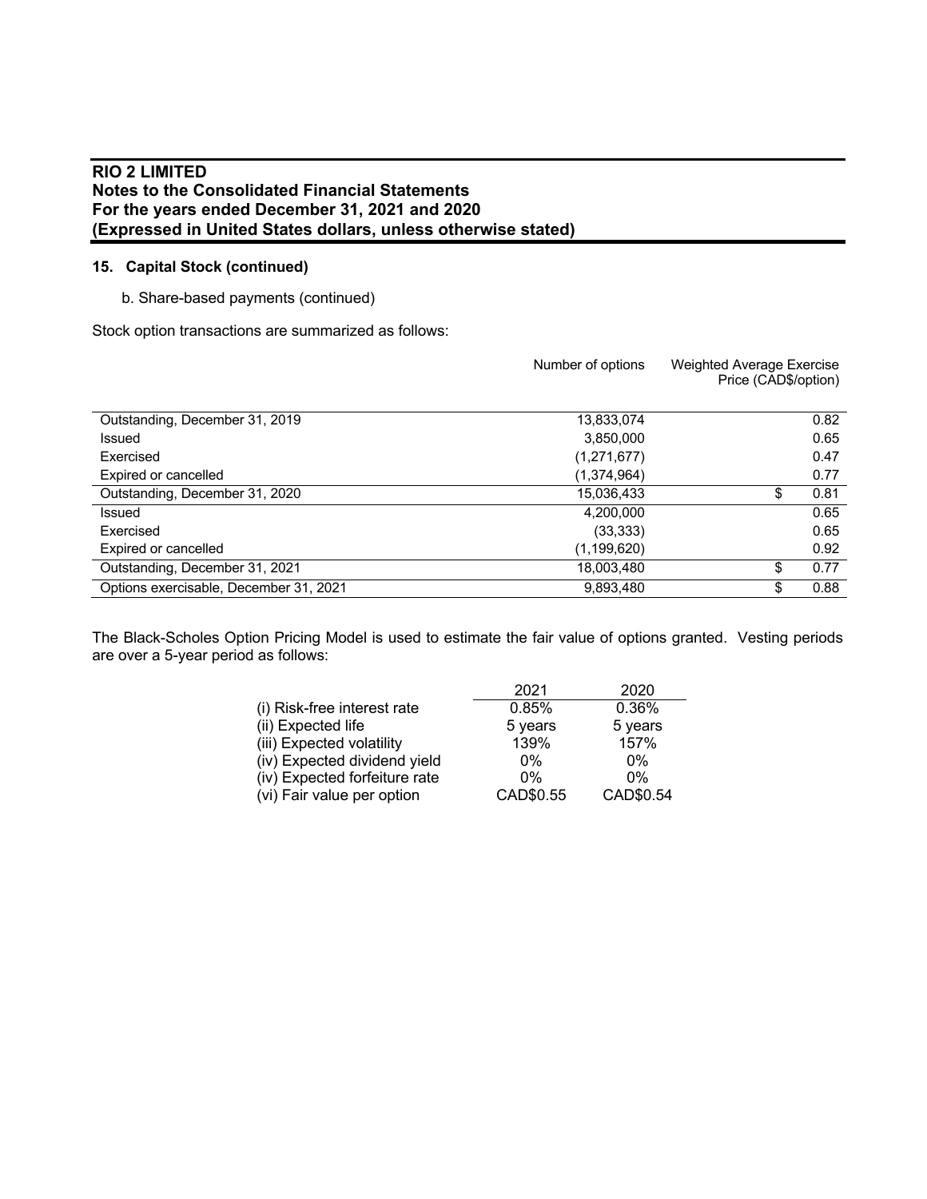**RIO 2 LIMITED**
**Notes to the Consolidated Financial Statements**
**For the years ended December 31, 2021 and 2020**
**(Expressed in United States dollars, unless otherwise stated)**

**15. Capital Stock (continued)**

b. Share-based payments (continued)

Stock option transactions are summarized as follows:

| | Number of options | Weighted Average Exercise Price (CAD$/option) |
|---|---|---|
| Outstanding, December 31, 2019 | 13,833,074 | 0.82 |
| Issued | 3,850,000 | 0.65 |
| Exercised | (1,271,677) | 0.47 |
| Expired or cancelled | (1,374,964) | 0.77 |
| Outstanding, December 31, 2020 | 15,036,433 | $ 0.81 |
| Issued | 4,200,000 | 0.65 |
| Exercised | (33,333) | 0.65 |
| Expired or cancelled | (1,199,620) | 0.92 |
| Outstanding, December 31, 2021 | 18,003,480 | $ 0.77 |
| Options exercisable, December 31, 2021 | 9,893,480 | $ 0.88 |

The Black-Scholes Option Pricing Model is used to estimate the fair value of options granted. Vesting periods are over a 5-year period as follows:

| | 2021 | 2020 |
|---|---|---|
| (i) Risk-free interest rate | 0.85% | 0.36% |
| (ii) Expected life | 5 years | 5 years |
| (iii) Expected volatility | 139% | 157% |
| (iv) Expected dividend yield | 0% | 0% |
| (iv) Expected forfeiture rate | 0% | 0% |
| (vi) Fair value per option | CAD$0.55 | CAD$0.54 |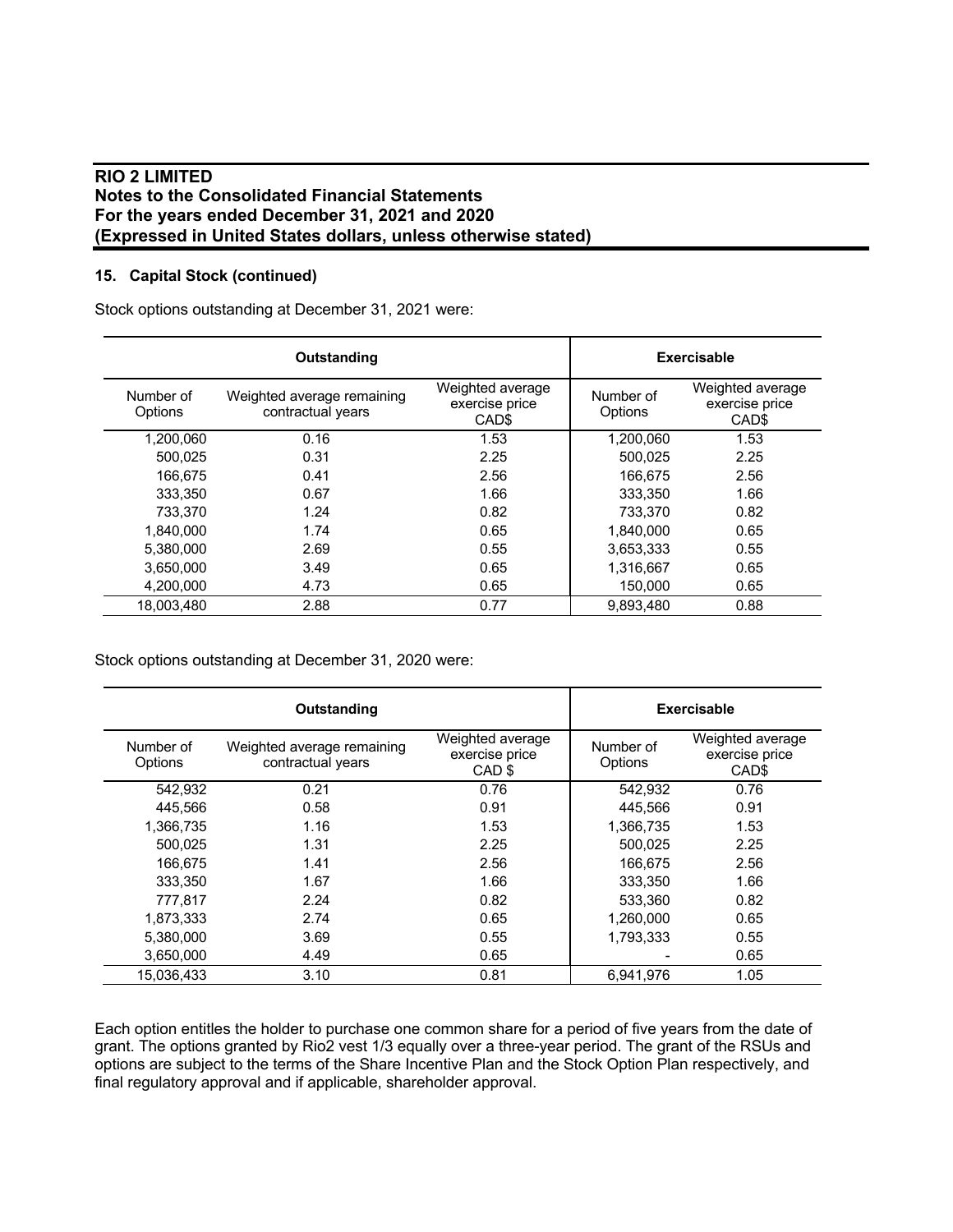# RIO 2 LIMITED
## Notes to the Consolidated Financial Statements
## For the years ended December 31, 2021 and 2020
## (Expressed in United States dollars, unless otherwise stated)

### 15. Capital Stock (continued)

Stock options outstanding at December 31, 2021 were:

| Outstanding | | | Exercisable | |
|---|---|---|---|---|
| Number of Options | Weighted average remaining contractual years | Weighted average exercise price CAD$ | Number of Options | Weighted average exercise price CAD$ |
| 1,200,060 | 0.16 | 1.53 | 1,200,060 | 1.53 |
| 500,025 | 0.31 | 2.25 | 500,025 | 2.25 |
| 166,675 | 0.41 | 2.56 | 166,675 | 2.56 |
| 333,350 | 0.67 | 1.66 | 333,350 | 1.66 |
| 733,370 | 1.24 | 0.82 | 733,370 | 0.82 |
| 1,840,000 | 1.74 | 0.65 | 1,840,000 | 0.65 |
| 5,380,000 | 2.69 | 0.55 | 3,653,333 | 0.55 |
| 3,650,000 | 3.49 | 0.65 | 1,316,667 | 0.65 |
| 4,200,000 | 4.73 | 0.65 | 150,000 | 0.65 |
| 18,003,480 | 2.88 | 0.77 | 9,893,480 | 0.88 |

Stock options outstanding at December 31, 2020 were:

| Outstanding | | | Exercisable | |
|---|---|---|---|---|
| Number of Options | Weighted average remaining contractual years | Weighted average exercise price CAD $ | Number of Options | Weighted average exercise price CAD$ |
| 542,932 | 0.21 | 0.76 | 542,932 | 0.76 |
| 445,566 | 0.58 | 0.91 | 445,566 | 0.91 |
| 1,366,735 | 1.16 | 1.53 | 1,366,735 | 1.53 |
| 500,025 | 1.31 | 2.25 | 500,025 | 2.25 |
| 166,675 | 1.41 | 2.56 | 166,675 | 2.56 |
| 333,350 | 1.67 | 1.66 | 333,350 | 1.66 |
| 777,817 | 2.24 | 0.82 | 533,360 | 0.82 |
| 1,873,333 | 2.74 | 0.65 | 1,260,000 | 0.65 |
| 5,380,000 | 3.69 | 0.55 | 1,793,333 | 0.55 |
| 3,650,000 | 4.49 | 0.65 | - | 0.65 |
| 15,036,433 | 3.10 | 0.81 | 6,941,976 | 1.05 |

Each option entitles the holder to purchase one common share for a period of five years from the date of grant. The options granted by Rio2 vest 1/3 equally over a three-year period. The grant of the RSUs and options are subject to the terms of the Share Incentive Plan and the Stock Option Plan respectively, and final regulatory approval and if applicable, shareholder approval.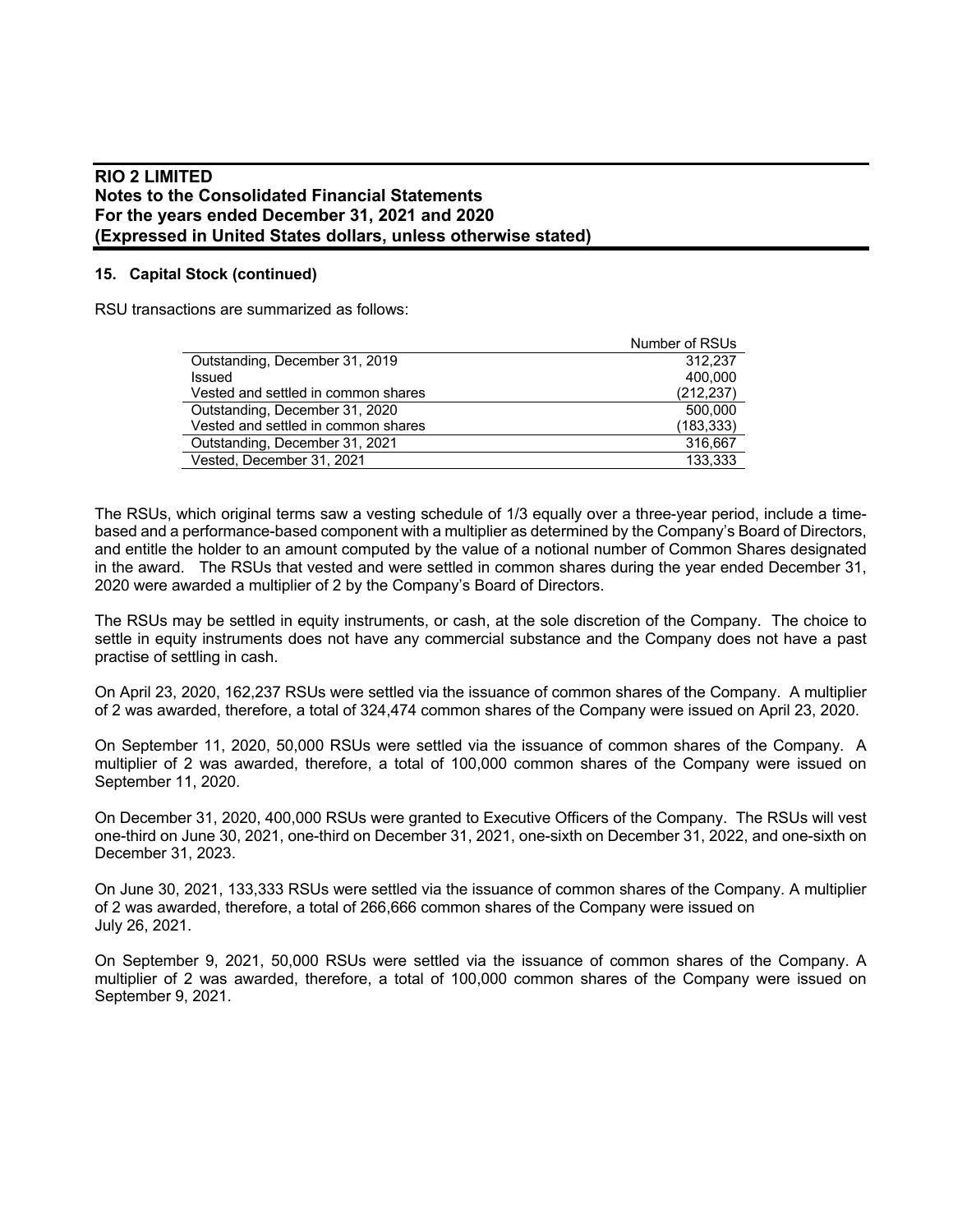## 15. Capital Stock (continued)

RSU transactions are summarized as follows:

| | Number of RSUs |
|---|---|
| Outstanding, December 31, 2019 | 312,237 |
| Issued | 400,000 |
| Vested and settled in common shares | (212,237) |
| Outstanding, December 31, 2020 | 500,000 |
| Vested and settled in common shares | (183,333) |
| Outstanding, December 31, 2021 | 316,667 |
| Vested, December 31, 2021 | 133,333 |

The RSUs, which original terms saw a vesting schedule of 1/3 equally over a three-year period, include a time-based and a performance-based component with a multiplier as determined by the Company's Board of Directors, and entitle the holder to an amount computed by the value of a notional number of Common Shares designated in the award. The RSUs that vested and were settled in common shares during the year ended December 31, 2020 were awarded a multiplier of 2 by the Company's Board of Directors.

The RSUs may be settled in equity instruments, or cash, at the sole discretion of the Company. The choice to settle in equity instruments does not have any commercial substance and the Company does not have a past practise of settling in cash.

On April 23, 2020, 162,237 RSUs were settled via the issuance of common shares of the Company. A multiplier of 2 was awarded, therefore, a total of 324,474 common shares of the Company were issued on April 23, 2020.

On September 11, 2020, 50,000 RSUs were settled via the issuance of common shares of the Company. A multiplier of 2 was awarded, therefore, a total of 100,000 common shares of the Company were issued on September 11, 2020.

On December 31, 2020, 400,000 RSUs were granted to Executive Officers of the Company. The RSUs will vest one-third on June 30, 2021, one-third on December 31, 2021, one-sixth on December 31, 2022, and one-sixth on December 31, 2023.

On June 30, 2021, 133,333 RSUs were settled via the issuance of common shares of the Company. A multiplier of 2 was awarded, therefore, a total of 266,666 common shares of the Company were issued on July 26, 2021.

On September 9, 2021, 50,000 RSUs were settled via the issuance of common shares of the Company. A multiplier of 2 was awarded, therefore, a total of 100,000 common shares of the Company were issued on September 9, 2021.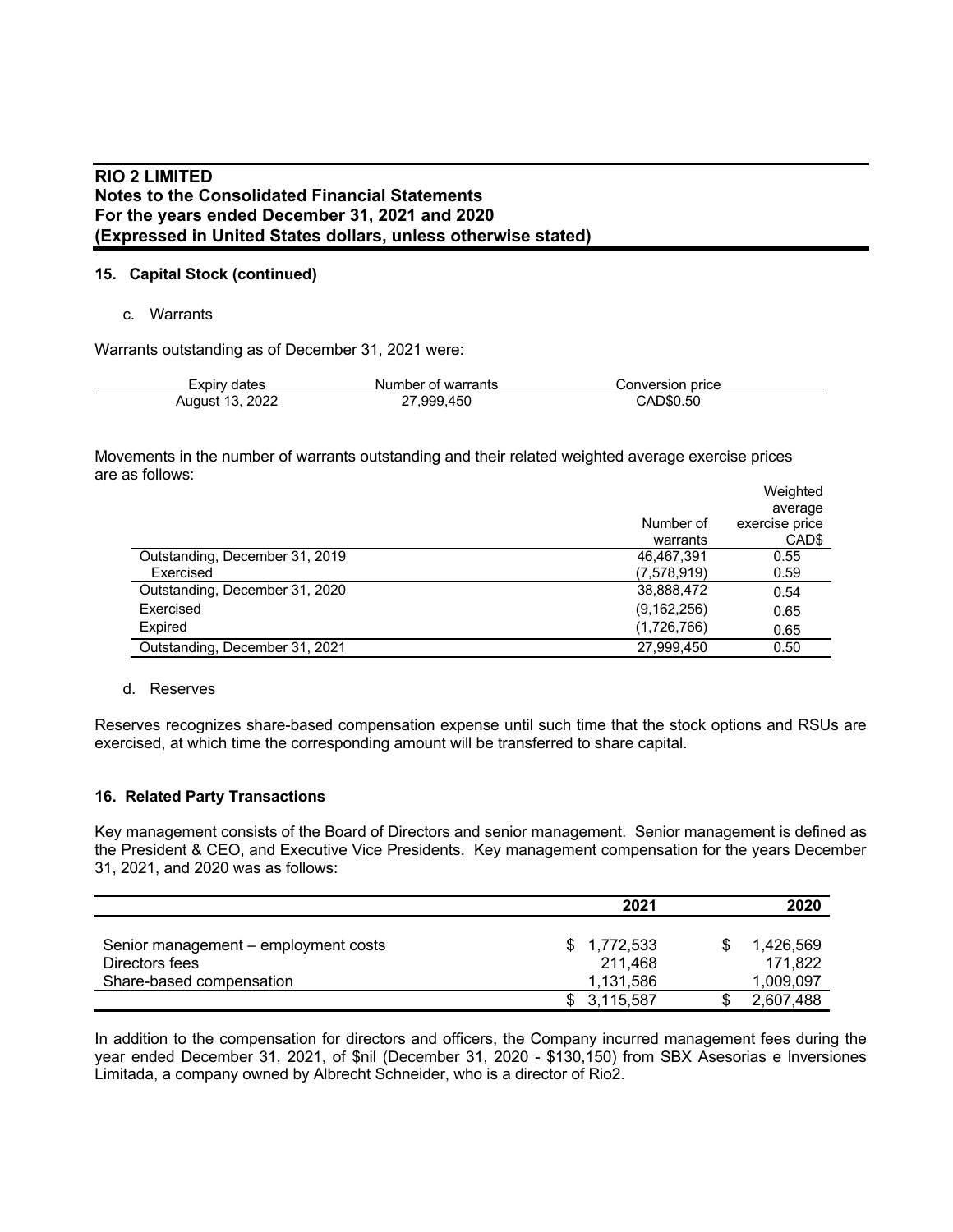**RIO 2 LIMITED**
**Notes to the Consolidated Financial Statements**
**For the years ended December 31, 2021 and 2020**
**(Expressed in United States dollars, unless otherwise stated)**

**15. Capital Stock (continued)**

c. Warrants

Warrants outstanding as of December 31, 2021 were:

| Expiry dates | Number of warrants | Conversion price |
|---|---|---|
| August 13, 2022 | 27,999,450 | CAD$0.50 |

Movements in the number of warrants outstanding and their related weighted average exercise prices are as follows:

| | Number of warrants | Weighted average exercise price CAD$ |
|---|---|---|
| Outstanding, December 31, 2019 | 46,467,391 | 0.55 |
| Exercised | (7,578,919) | 0.59 |
| Outstanding, December 31, 2020 | 38,888,472 | 0.54 |
| Exercised | (9,162,256) | 0.65 |
| Expired | (1,726,766) | 0.65 |
| Outstanding, December 31, 2021 | 27,999,450 | 0.50 |

d. Reserves

Reserves recognizes share-based compensation expense until such time that the stock options and RSUs are exercised, at which time the corresponding amount will be transferred to share capital.

**16. Related Party Transactions**

Key management consists of the Board of Directors and senior management. Senior management is defined as the President & CEO, and Executive Vice Presidents. Key management compensation for the years December 31, 2021, and 2020 was as follows:

| | 2021 | 2020 |
|---|---|---|
| Senior management – employment costs | $ 1,772,533 | $ 1,426,569 |
| Directors fees | 211,468 | 171,822 |
| Share-based compensation | 1,131,586 | 1,009,097 |
| | $ 3,115,587 | $ 2,607,488 |

In addition to the compensation for directors and officers, the Company incurred management fees during the year ended December 31, 2021, of $nil (December 31, 2020 - $130,150) from SBX Asesorias e Inversiones Limitada, a company owned by Albrecht Schneider, who is a director of Rio2.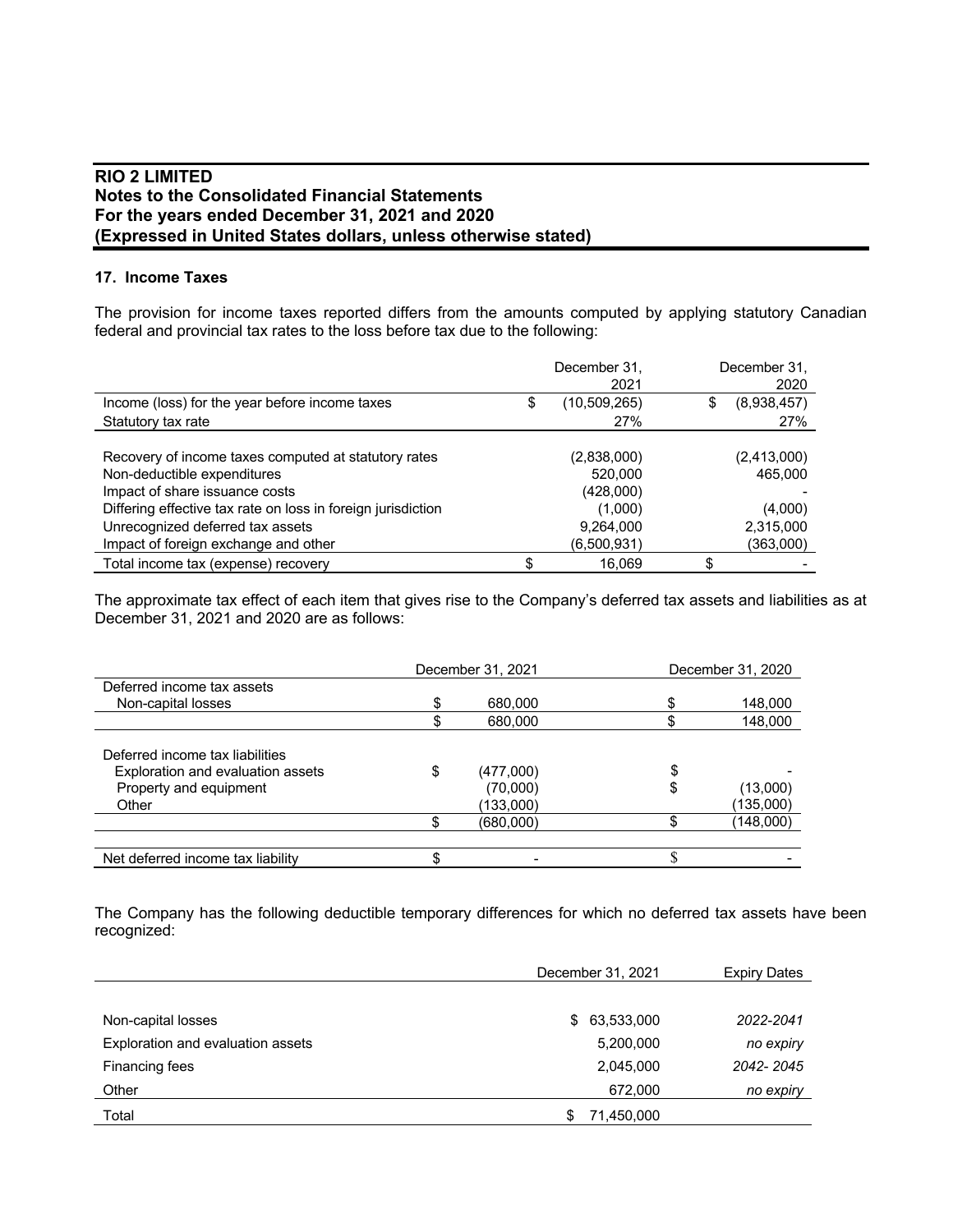**RIO 2 LIMITED**
**Notes to the Consolidated Financial Statements**
**For the years ended December 31, 2021 and 2020**
**(Expressed in United States dollars, unless otherwise stated)**

### 17. Income Taxes

The provision for income taxes reported differs from the amounts computed by applying statutory Canadian federal and provincial tax rates to the loss before tax due to the following:

| | December 31, 2021 | December 31, 2020 |
|---|---|---|
| Income (loss) for the year before income taxes | $ (10,509,265) | $ (8,938,457) |
| Statutory tax rate | 27% | 27% |
| | | |
| Recovery of income taxes computed at statutory rates | (2,838,000) | (2,413,000) |
| Non-deductible expenditures | 520,000 | 465,000 |
| Impact of share issuance costs | (428,000) | - |
| Differing effective tax rate on loss in foreign jurisdiction | (1,000) | (4,000) |
| Unrecognized deferred tax assets | 9,264,000 | 2,315,000 |
| Impact of foreign exchange and other | (6,500,931) | (363,000) |
| Total income tax (expense) recovery | $ 16,069 | $ - |

The approximate tax effect of each item that gives rise to the Company's deferred tax assets and liabilities as at December 31, 2021 and 2020 are as follows:

| | December 31, 2021 | December 31, 2020 |
|---|---|---|
| Deferred income tax assets | | |
| Non-capital losses | $ 680,000 | $ 148,000 |
| | $ 680,000 | $ 148,000 |
| | | |
| Deferred income tax liabilities | | |
| Exploration and evaluation assets | $ (477,000) | $ - |
| Property and equipment | (70,000) | $ (13,000) |
| Other | (133,000) | (135,000) |
| | $ (680,000) | $ (148,000) |
| | | |
| Net deferred income tax liability | $ - | $ - |

The Company has the following deductible temporary differences for which no deferred tax assets have been recognized:

| | December 31, 2021 | Expiry Dates |
|---|---|---|
| Non-capital losses | $ 63,533,000 | *2022-2041* |
| Exploration and evaluation assets | 5,200,000 | *no expiry* |
| Financing fees | 2,045,000 | *2042- 2045* |
| Other | 672,000 | *no expiry* |
| Total | $ 71,450,000 | |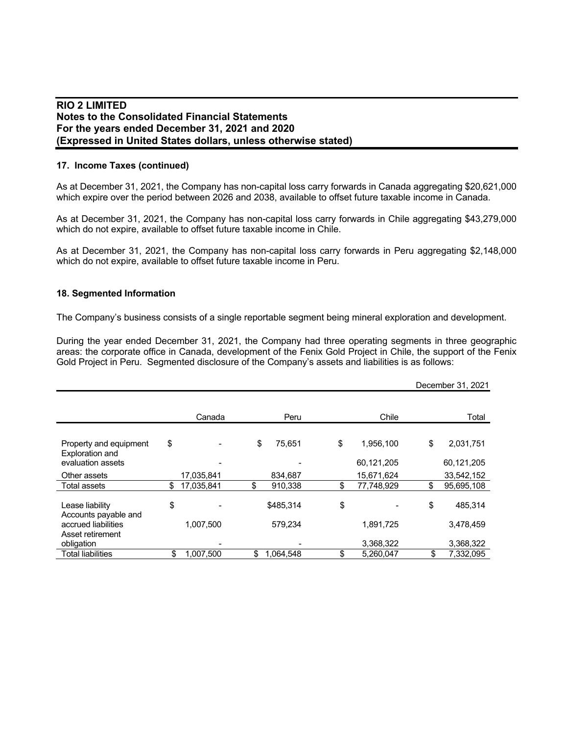### 17. Income Taxes (continued)

As at December 31, 2021, the Company has non-capital loss carry forwards in Canada aggregating $20,621,000 which expire over the period between 2026 and 2038, available to offset future taxable income in Canada.

As at December 31, 2021, the Company has non-capital loss carry forwards in Chile aggregating $43,279,000 which do not expire, available to offset future taxable income in Chile.

As at December 31, 2021, the Company has non-capital loss carry forwards in Peru aggregating $2,148,000 which do not expire, available to offset future taxable income in Peru.

### 18. Segmented Information

The Company's business consists of a single reportable segment being mineral exploration and development.

During the year ended December 31, 2021, the Company had three operating segments in three geographic areas: the corporate office in Canada, development of the Fenix Gold Project in Chile, the support of the Fenix Gold Project in Peru. Segmented disclosure of the Company's assets and liabilities is as follows:

| | | | | December 31, 2021 |
|---|---|---|---|---|
| | Canada | Peru | Chile | Total |
| Property and equipment | $ - | $ 75,651 | $ 1,956,100 | $ 2,031,751 |
| Exploration and evaluation assets | - | - | 60,121,205 | 60,121,205 |
| Other assets | 17,035,841 | 834,687 | 15,671,624 | 33,542,152 |
| Total assets | $ 17,035,841 | $ 910,338 | $ 77,748,929 | $ 95,695,108 |
| Lease liability | $ - | $485,314 | $ - | $ 485,314 |
| Accounts payable and accrued liabilities | 1,007,500 | 579,234 | 1,891,725 | 3,478,459 |
| Asset retirement obligation | - | - | 3,368,322 | 3,368,322 |
| Total liabilities | $ 1,007,500 | $ 1,064,548 | $ 5,260,047 | $ 7,332,095 |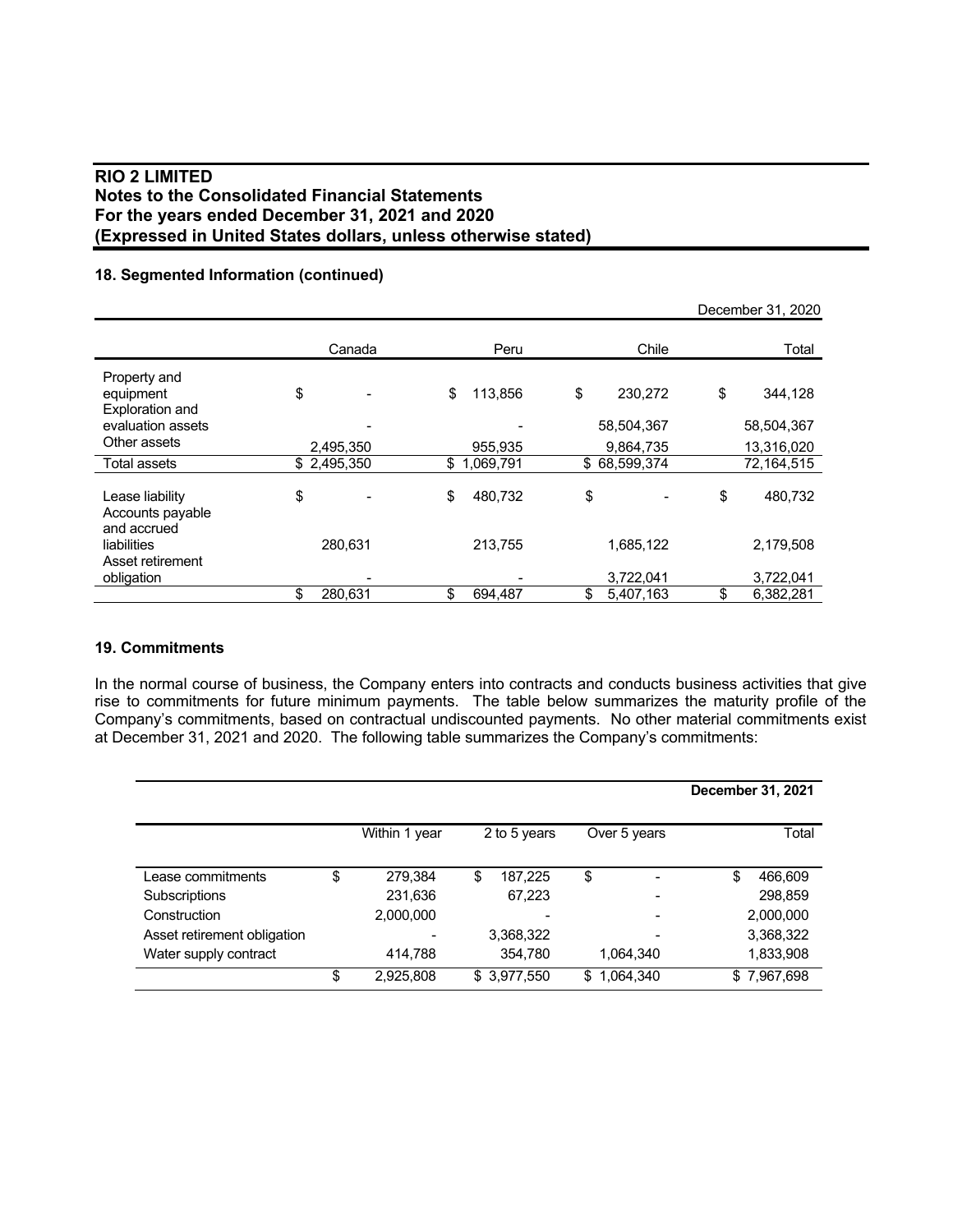## 18. Segmented Information (continued)

| | | | | December 31, 2020 |
|---|---|---|---|---|
| | Canada | Peru | Chile | Total |
| Property and equipment | $ - | $ 113,856 | $ 230,272 | $ 344,128 |
| Exploration and evaluation assets | - | - | 58,504,367 | 58,504,367 |
| Other assets | 2,495,350 | 955,935 | 9,864,735 | 13,316,020 |
| Total assets | $ 2,495,350 | $ 1,069,791 | $ 68,599,374 | 72,164,515 |
| Lease liability | $ - | $ 480,732 | $ - | $ 480,732 |
| Accounts payable and accrued liabilities | 280,631 | 213,755 | 1,685,122 | 2,179,508 |
| Asset retirement obligation | - | - | 3,722,041 | 3,722,041 |
| | $ 280,631 | $ 694,487 | $ 5,407,163 | $ 6,382,281 |

## 19. Commitments

In the normal course of business, the Company enters into contracts and conducts business activities that give rise to commitments for future minimum payments. The table below summarizes the maturity profile of the Company's commitments, based on contractual undiscounted payments. No other material commitments exist at December 31, 2021 and 2020. The following table summarizes the Company's commitments:

| | | | | **December 31, 2021** |
|---|---|---|---|---|
| | Within 1 year | 2 to 5 years | Over 5 years | Total |
| Lease commitments | $ 279,384 | $ 187,225 | $ - | $ 466,609 |
| Subscriptions | 231,636 | 67,223 | - | 298,859 |
| Construction | 2,000,000 | - | - | 2,000,000 |
| Asset retirement obligation | - | 3,368,322 | - | 3,368,322 |
| Water supply contract | 414,788 | 354,780 | 1,064,340 | 1,833,908 |
| | $ 2,925,808 | $ 3,977,550 | $ 1,064,340 | $ 7,967,698 |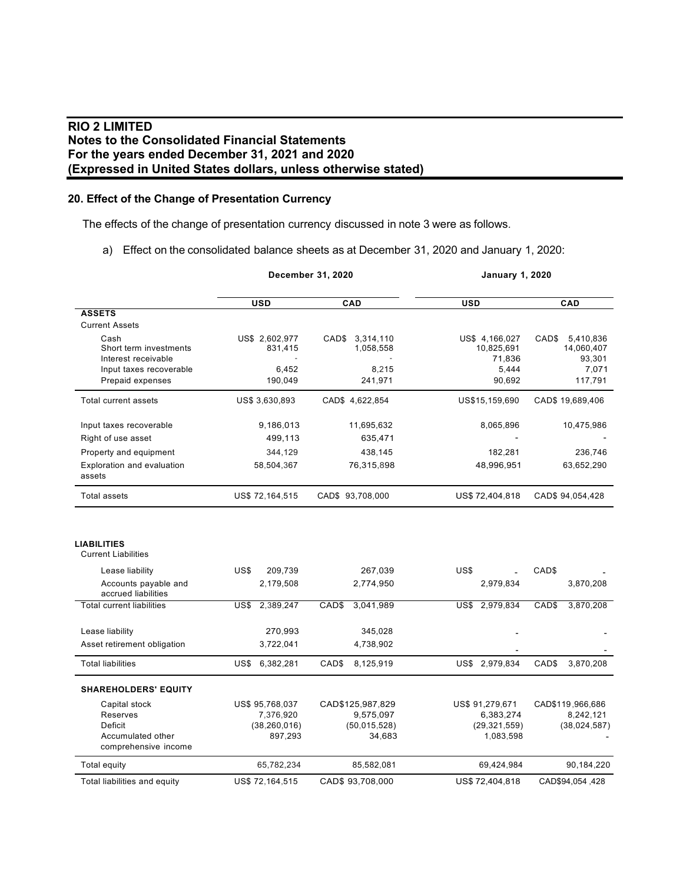# RIO 2 LIMITED
## Notes to the Consolidated Financial Statements
## For the years ended December 31, 2021 and 2020
## (Expressed in United States dollars, unless otherwise stated)

### 20. Effect of the Change of Presentation Currency

The effects of the change of presentation currency discussed in note 3 were as follows.

a) Effect on the consolidated balance sheets as at December 31, 2020 and January 1, 2020:

| | December 31, 2020 | | January 1, 2020 | |
|---|---|---|---|---|
| | USD | CAD | USD | CAD |
| **ASSETS** | | | | |
| Current Assets | | | | |
| Cash | US$ 2,602,977 | CAD$ 3,314,110 | US$ 4,166,027 | CAD$ 5,410,836 |
| Short term investments | 831,415 | 1,058,558 | 10,825,691 | 14,060,407 |
| Interest receivable | - | - | 71,836 | 93,301 |
| Input taxes recoverable | 6,452 | 8,215 | 5,444 | 7,071 |
| Prepaid expenses | 190,049 | 241,971 | 90,692 | 117,791 |
| Total current assets | US$ 3,630,893 | CAD$ 4,622,854 | US$15,159,690 | CAD$ 19,689,406 |
| Input taxes recoverable | 9,186,013 | 11,695,632 | 8,065,896 | 10,475,986 |
| Right of use asset | 499,113 | 635,471 | - | - |
| Property and equipment | 344,129 | 438,145 | 182,281 | 236,746 |
| Exploration and evaluation assets | 58,504,367 | 76,315,898 | 48,996,951 | 63,652,290 |
| Total assets | US$ 72,164,515 | CAD$ 93,708,000 | US$ 72,404,818 | CAD$ 94,054,428 |
| **LIABILITIES** | | | | |
| Current Liabilities | | | | |
| Lease liability | US$ 209,739 | 267,039 | US$ - | CAD$ - |
| Accounts payable and accrued liabilities | 2,179,508 | 2,774,950 | 2,979,834 | 3,870,208 |
| Total current liabilities | US$ 2,389,247 | CAD$ 3,041,989 | US$ 2,979,834 | CAD$ 3,870,208 |
| Lease liability | 270,993 | 345,028 | - | - |
| Asset retirement obligation | 3,722,041 | 4,738,902 | - | - |
| Total liabilities | US$ 6,382,281 | CAD$ 8,125,919 | US$ 2,979,834 | CAD$ 3,870,208 |
| **SHAREHOLDERS' EQUITY** | | | | |
| Capital stock | US$ 95,768,037 | CAD$125,987,829 | US$ 91,279,671 | CAD$119,966,686 |
| Reserves | 7,376,920 | 9,575,097 | 6,383,274 | 8,242,121 |
| Deficit | (38,260,016) | (50,015,528) | (29,321,559) | (38,024,587) |
| Accumulated other comprehensive income | 897,293 | 34,683 | 1,083,598 | - |
| Total equity | 65,782,234 | 85,582,081 | 69,424,984 | 90,184,220 |
| Total liabilities and equity | US$ 72,164,515 | CAD$ 93,708,000 | US$ 72,404,818 | CAD$94,054,428 |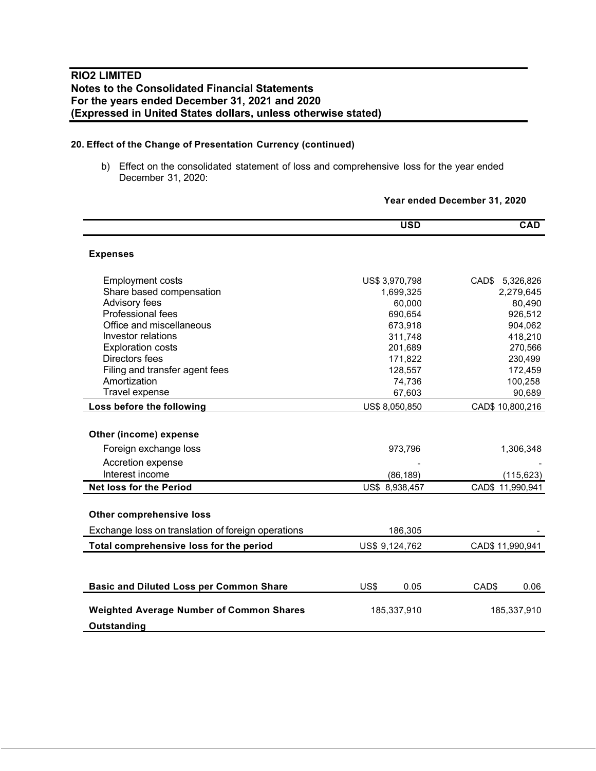# RIO2 LIMITED
## Notes to the Consolidated Financial Statements
## For the years ended December 31, 2021 and 2020
## (Expressed in United States dollars, unless otherwise stated)

### 20. Effect of the Change of Presentation Currency (continued)

b) Effect on the consolidated statement of loss and comprehensive loss for the year ended December 31, 2020:

| | Year ended December 31, 2020 | |
|---|---|---|
| | **USD** | **CAD** |
| **Expenses** | | |
| Employment costs | US$ 3,970,798 | CAD$ 5,326,826 |
| Share based compensation | 1,699,325 | 2,279,645 |
| Advisory fees | 60,000 | 80,490 |
| Professional fees | 690,654 | 926,512 |
| Office and miscellaneous | 673,918 | 904,062 |
| Investor relations | 311,748 | 418,210 |
| Exploration costs | 201,689 | 270,566 |
| Directors fees | 171,822 | 230,499 |
| Filing and transfer agent fees | 128,557 | 172,459 |
| Amortization | 74,736 | 100,258 |
| Travel expense | 67,603 | 90,689 |
| **Loss before the following** | US$ 8,050,850 | CAD$ 10,800,216 |
| **Other (income) expense** | | |
| Foreign exchange loss | 973,796 | 1,306,348 |
| Accretion expense | - | - |
| Interest income | (86,189) | (115,623) |
| **Net loss for the Period** | US$ 8,938,457 | CAD$ 11,990,941 |
| **Other comprehensive loss** | | |
| Exchange loss on translation of foreign operations | 186,305 | - |
| **Total comprehensive loss for the period** | US$ 9,124,762 | CAD$ 11,990,941 |
| **Basic and Diluted Loss per Common Share** | US$ 0.05 | CAD$ 0.06 |
| **Weighted Average Number of Common Shares Outstanding** | 185,337,910 | 185,337,910 |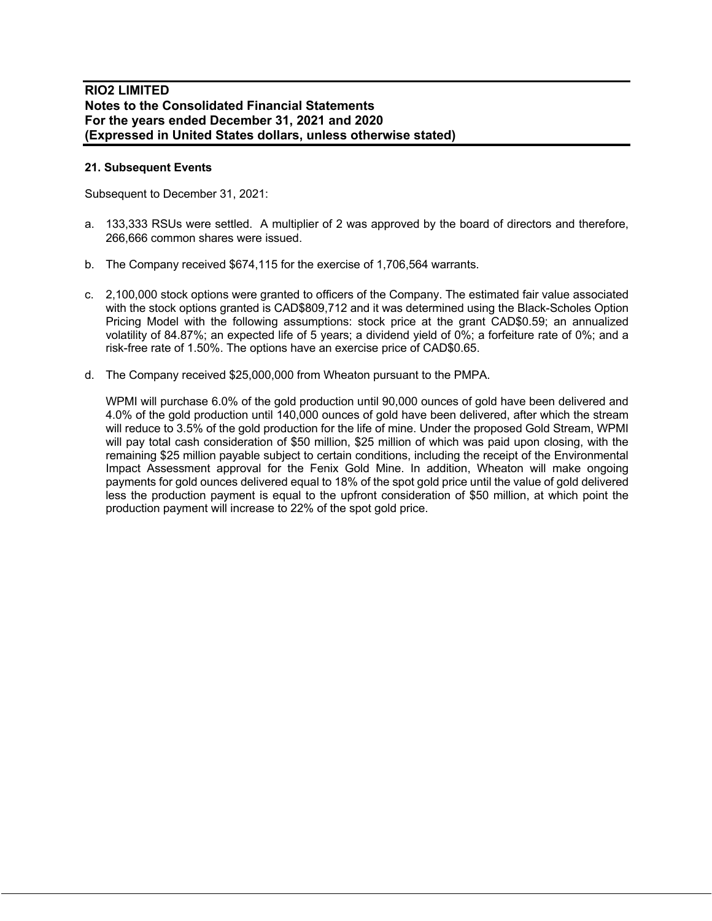## 21. Subsequent Events

Subsequent to December 31, 2021:

a. 133,333 RSUs were settled. A multiplier of 2 was approved by the board of directors and therefore, 266,666 common shares were issued.

b. The Company received $674,115 for the exercise of 1,706,564 warrants.

c. 2,100,000 stock options were granted to officers of the Company. The estimated fair value associated with the stock options granted is CAD$809,712 and it was determined using the Black-Scholes Option Pricing Model with the following assumptions: stock price at the grant CAD$0.59; an annualized volatility of 84.87%; an expected life of 5 years; a dividend yield of 0%; a forfeiture rate of 0%; and a risk-free rate of 1.50%. The options have an exercise price of CAD$0.65.

d. The Company received $25,000,000 from Wheaton pursuant to the PMPA.

   WPMI will purchase 6.0% of the gold production until 90,000 ounces of gold have been delivered and 4.0% of the gold production until 140,000 ounces of gold have been delivered, after which the stream will reduce to 3.5% of the gold production for the life of mine. Under the proposed Gold Stream, WPMI will pay total cash consideration of $50 million, $25 million of which was paid upon closing, with the remaining $25 million payable subject to certain conditions, including the receipt of the Environmental Impact Assessment approval for the Fenix Gold Mine. In addition, Wheaton will make ongoing payments for gold ounces delivered equal to 18% of the spot gold price until the value of gold delivered less the production payment is equal to the upfront consideration of $50 million, at which point the production payment will increase to 22% of the spot gold price.